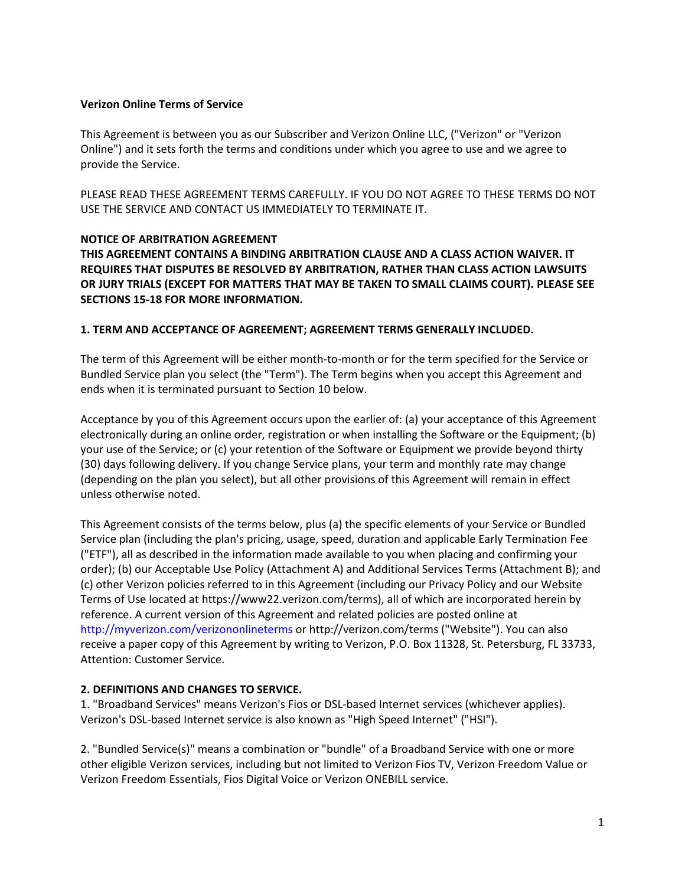# Verizon Online Terms of Service

This Agreement is between you as our Subscriber and Verizon Online LLC, ("Verizon" or "Verizon Online") and it sets forth the terms and conditions under which you agree to use and we agree to provide the Service.

PLEASE READ THESE AGREEMENT TERMS CAREFULLY. IF YOU DO NOT AGREE TO THESE TERMS DO NOT USE THE SERVICE AND CONTACT US IMMEDIATELY TO TERMINATE IT.

**NOTICE OF ARBITRATION AGREEMENT**
**THIS AGREEMENT CONTAINS A BINDING ARBITRATION CLAUSE AND A CLASS ACTION WAIVER. IT REQUIRES THAT DISPUTES BE RESOLVED BY ARBITRATION, RATHER THAN CLASS ACTION LAWSUITS OR JURY TRIALS (EXCEPT FOR MATTERS THAT MAY BE TAKEN TO SMALL CLAIMS COURT). PLEASE SEE SECTIONS 15-18 FOR MORE INFORMATION.**

## 1. TERM AND ACCEPTANCE OF AGREEMENT; AGREEMENT TERMS GENERALLY INCLUDED.

The term of this Agreement will be either month-to-month or for the term specified for the Service or Bundled Service plan you select (the "Term"). The Term begins when you accept this Agreement and ends when it is terminated pursuant to Section 10 below.

Acceptance by you of this Agreement occurs upon the earlier of: (a) your acceptance of this Agreement electronically during an online order, registration or when installing the Software or the Equipment; (b) your use of the Service; or (c) your retention of the Software or Equipment we provide beyond thirty (30) days following delivery. If you change Service plans, your term and monthly rate may change (depending on the plan you select), but all other provisions of this Agreement will remain in effect unless otherwise noted.

This Agreement consists of the terms below, plus (a) the specific elements of your Service or Bundled Service plan (including the plan's pricing, usage, speed, duration and applicable Early Termination Fee ("ETF"), all as described in the information made available to you when placing and confirming your order); (b) our Acceptable Use Policy (Attachment A) and Additional Services Terms (Attachment B); and (c) other Verizon policies referred to in this Agreement (including our Privacy Policy and our Website Terms of Use located at https://www22.verizon.com/terms), all of which are incorporated herein by reference. A current version of this Agreement and related policies are posted online at http://myverizon.com/verizononlineterms or http://verizon.com/terms ("Website"). You can also receive a paper copy of this Agreement by writing to Verizon, P.O. Box 11328, St. Petersburg, FL 33733, Attention: Customer Service.

## 2. DEFINITIONS AND CHANGES TO SERVICE.

1. "Broadband Services" means Verizon's Fios or DSL-based Internet services (whichever applies). Verizon's DSL-based Internet service is also known as "High Speed Internet" ("HSI").

2. "Bundled Service(s)" means a combination or "bundle" of a Broadband Service with one or more other eligible Verizon services, including but not limited to Verizon Fios TV, Verizon Freedom Value or Verizon Freedom Essentials, Fios Digital Voice or Verizon ONEBILL service.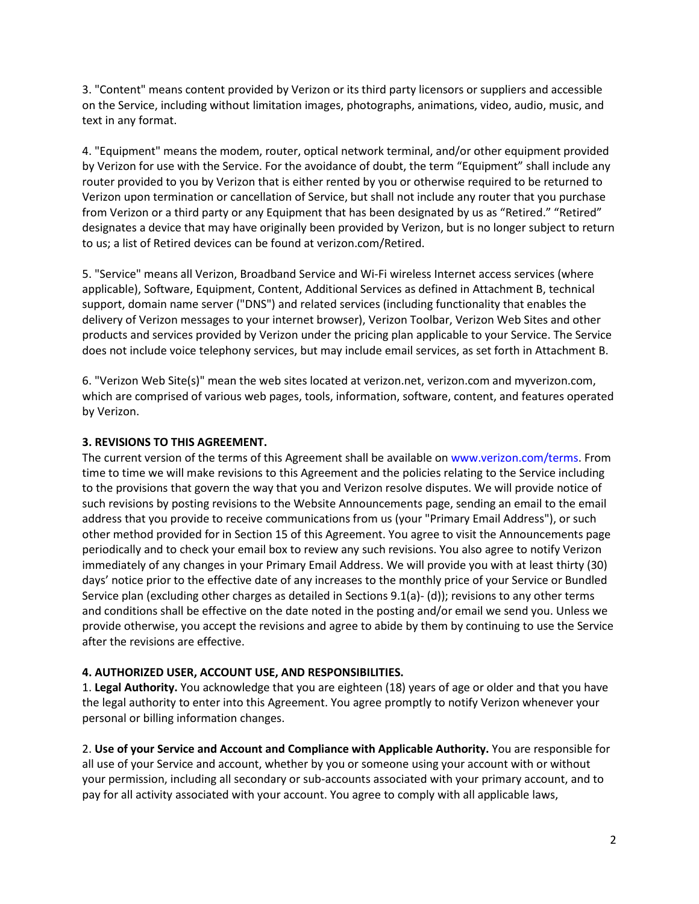3. "Content" means content provided by Verizon or its third party licensors or suppliers and accessible on the Service, including without limitation images, photographs, animations, video, audio, music, and text in any format.

4. "Equipment" means the modem, router, optical network terminal, and/or other equipment provided by Verizon for use with the Service. For the avoidance of doubt, the term “Equipment” shall include any router provided to you by Verizon that is either rented by you or otherwise required to be returned to Verizon upon termination or cancellation of Service, but shall not include any router that you purchase from Verizon or a third party or any Equipment that has been designated by us as “Retired.” “Retired” designates a device that may have originally been provided by Verizon, but is no longer subject to return to us; a list of Retired devices can be found at verizon.com/Retired.

5. "Service" means all Verizon, Broadband Service and Wi-Fi wireless Internet access services (where applicable), Software, Equipment, Content, Additional Services as defined in Attachment B, technical support, domain name server ("DNS") and related services (including functionality that enables the delivery of Verizon messages to your internet browser), Verizon Toolbar, Verizon Web Sites and other products and services provided by Verizon under the pricing plan applicable to your Service. The Service does not include voice telephony services, but may include email services, as set forth in Attachment B.

6. "Verizon Web Site(s)" mean the web sites located at verizon.net, verizon.com and myverizon.com, which are comprised of various web pages, tools, information, software, content, and features operated by Verizon.

**3. REVISIONS TO THIS AGREEMENT.**

The current version of the terms of this Agreement shall be available on www.verizon.com/terms. From time to time we will make revisions to this Agreement and the policies relating to the Service including to the provisions that govern the way that you and Verizon resolve disputes. We will provide notice of such revisions by posting revisions to the Website Announcements page, sending an email to the email address that you provide to receive communications from us (your "Primary Email Address"), or such other method provided for in Section 15 of this Agreement. You agree to visit the Announcements page periodically and to check your email box to review any such revisions. You also agree to notify Verizon immediately of any changes in your Primary Email Address. We will provide you with at least thirty (30) days’ notice prior to the effective date of any increases to the monthly price of your Service or Bundled Service plan (excluding other charges as detailed in Sections 9.1(a)- (d)); revisions to any other terms and conditions shall be effective on the date noted in the posting and/or email we send you. Unless we provide otherwise, you accept the revisions and agree to abide by them by continuing to use the Service after the revisions are effective.

**4. AUTHORIZED USER, ACCOUNT USE, AND RESPONSIBILITIES.**

1. **Legal Authority.** You acknowledge that you are eighteen (18) years of age or older and that you have the legal authority to enter into this Agreement. You agree promptly to notify Verizon whenever your personal or billing information changes.

2. **Use of your Service and Account and Compliance with Applicable Authority.** You are responsible for all use of your Service and account, whether by you or someone using your account with or without your permission, including all secondary or sub-accounts associated with your primary account, and to pay for all activity associated with your account. You agree to comply with all applicable laws,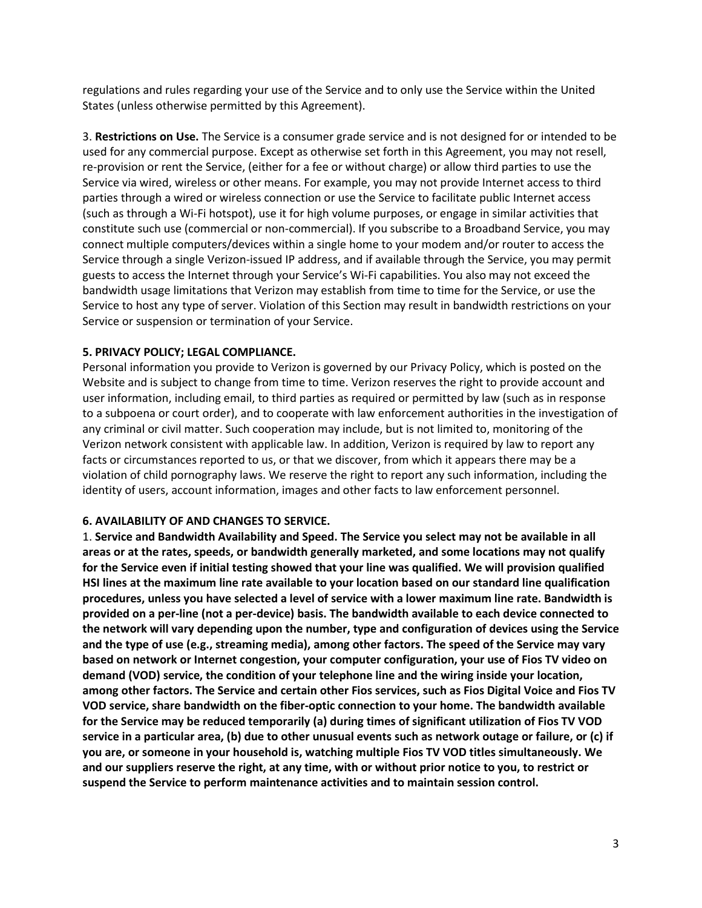regulations and rules regarding your use of the Service and to only use the Service within the United States (unless otherwise permitted by this Agreement).

3. **Restrictions on Use.** The Service is a consumer grade service and is not designed for or intended to be used for any commercial purpose. Except as otherwise set forth in this Agreement, you may not resell, re-provision or rent the Service, (either for a fee or without charge) or allow third parties to use the Service via wired, wireless or other means. For example, you may not provide Internet access to third parties through a wired or wireless connection or use the Service to facilitate public Internet access (such as through a Wi-Fi hotspot), use it for high volume purposes, or engage in similar activities that constitute such use (commercial or non-commercial). If you subscribe to a Broadband Service, you may connect multiple computers/devices within a single home to your modem and/or router to access the Service through a single Verizon-issued IP address, and if available through the Service, you may permit guests to access the Internet through your Service's Wi-Fi capabilities. You also may not exceed the bandwidth usage limitations that Verizon may establish from time to time for the Service, or use the Service to host any type of server. Violation of this Section may result in bandwidth restrictions on your Service or suspension or termination of your Service.

**5. PRIVACY POLICY; LEGAL COMPLIANCE.**

Personal information you provide to Verizon is governed by our Privacy Policy, which is posted on the Website and is subject to change from time to time. Verizon reserves the right to provide account and user information, including email, to third parties as required or permitted by law (such as in response to a subpoena or court order), and to cooperate with law enforcement authorities in the investigation of any criminal or civil matter. Such cooperation may include, but is not limited to, monitoring of the Verizon network consistent with applicable law. In addition, Verizon is required by law to report any facts or circumstances reported to us, or that we discover, from which it appears there may be a violation of child pornography laws. We reserve the right to report any such information, including the identity of users, account information, images and other facts to law enforcement personnel.

**6. AVAILABILITY OF AND CHANGES TO SERVICE.**

1. **Service and Bandwidth Availability and Speed. The Service you select may not be available in all areas or at the rates, speeds, or bandwidth generally marketed, and some locations may not qualify for the Service even if initial testing showed that your line was qualified. We will provision qualified HSI lines at the maximum line rate available to your location based on our standard line qualification procedures, unless you have selected a level of service with a lower maximum line rate. Bandwidth is provided on a per-line (not a per-device) basis. The bandwidth available to each device connected to the network will vary depending upon the number, type and configuration of devices using the Service and the type of use (e.g., streaming media), among other factors. The speed of the Service may vary based on network or Internet congestion, your computer configuration, your use of Fios TV video on demand (VOD) service, the condition of your telephone line and the wiring inside your location, among other factors. The Service and certain other Fios services, such as Fios Digital Voice and Fios TV VOD service, share bandwidth on the fiber-optic connection to your home. The bandwidth available for the Service may be reduced temporarily (a) during times of significant utilization of Fios TV VOD service in a particular area, (b) due to other unusual events such as network outage or failure, or (c) if you are, or someone in your household is, watching multiple Fios TV VOD titles simultaneously. We and our suppliers reserve the right, at any time, with or without prior notice to you, to restrict or suspend the Service to perform maintenance activities and to maintain session control.**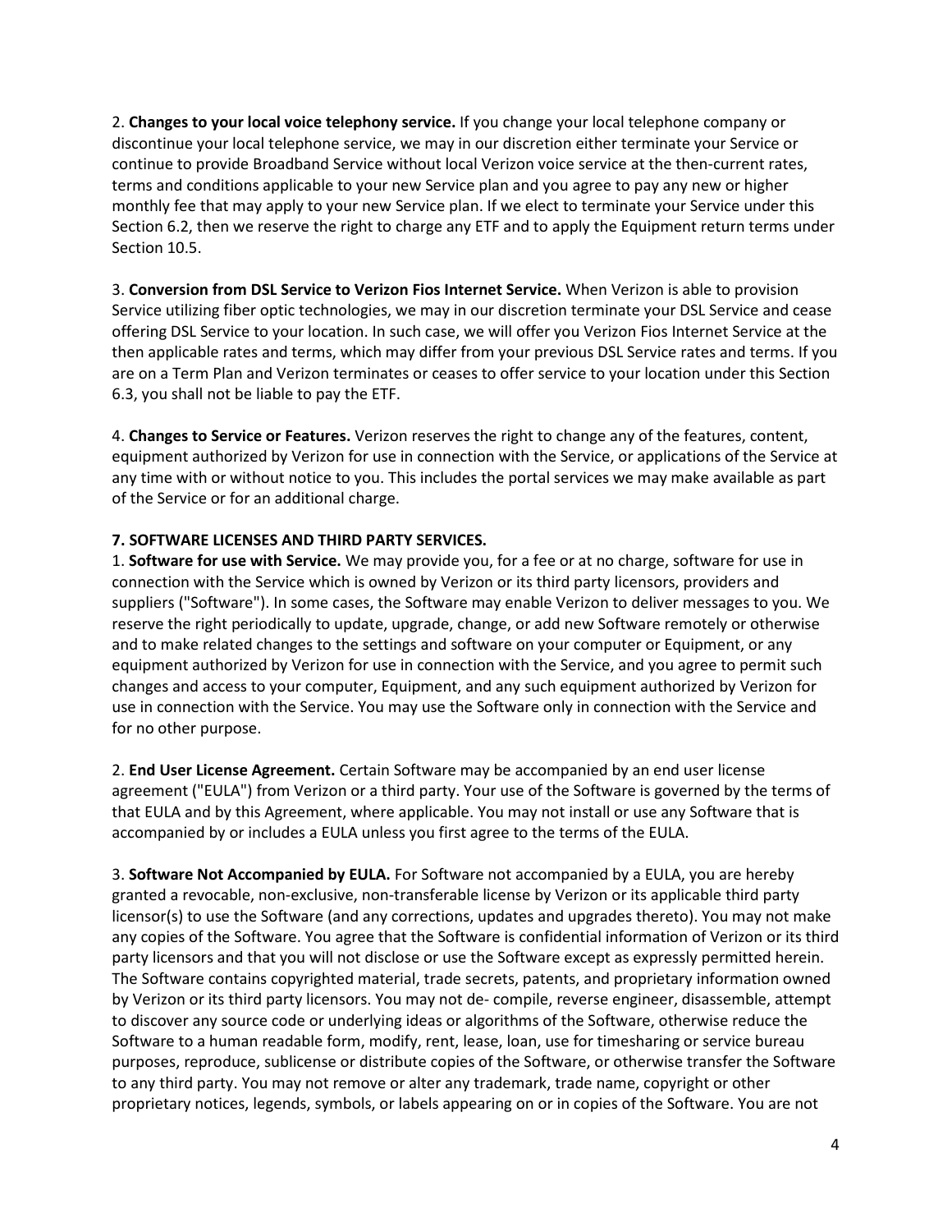2. **Changes to your local voice telephony service.** If you change your local telephone company or discontinue your local telephone service, we may in our discretion either terminate your Service or continue to provide Broadband Service without local Verizon voice service at the then-current rates, terms and conditions applicable to your new Service plan and you agree to pay any new or higher monthly fee that may apply to your new Service plan. If we elect to terminate your Service under this Section 6.2, then we reserve the right to charge any ETF and to apply the Equipment return terms under Section 10.5.

3. **Conversion from DSL Service to Verizon Fios Internet Service.** When Verizon is able to provision Service utilizing fiber optic technologies, we may in our discretion terminate your DSL Service and cease offering DSL Service to your location. In such case, we will offer you Verizon Fios Internet Service at the then applicable rates and terms, which may differ from your previous DSL Service rates and terms. If you are on a Term Plan and Verizon terminates or ceases to offer service to your location under this Section 6.3, you shall not be liable to pay the ETF.

4. **Changes to Service or Features.** Verizon reserves the right to change any of the features, content, equipment authorized by Verizon for use in connection with the Service, or applications of the Service at any time with or without notice to you. This includes the portal services we may make available as part of the Service or for an additional charge.

**7. SOFTWARE LICENSES AND THIRD PARTY SERVICES.**

1. **Software for use with Service.** We may provide you, for a fee or at no charge, software for use in connection with the Service which is owned by Verizon or its third party licensors, providers and suppliers ("Software"). In some cases, the Software may enable Verizon to deliver messages to you. We reserve the right periodically to update, upgrade, change, or add new Software remotely or otherwise and to make related changes to the settings and software on your computer or Equipment, or any equipment authorized by Verizon for use in connection with the Service, and you agree to permit such changes and access to your computer, Equipment, and any such equipment authorized by Verizon for use in connection with the Service. You may use the Software only in connection with the Service and for no other purpose.

2. **End User License Agreement.** Certain Software may be accompanied by an end user license agreement ("EULA") from Verizon or a third party. Your use of the Software is governed by the terms of that EULA and by this Agreement, where applicable. You may not install or use any Software that is accompanied by or includes a EULA unless you first agree to the terms of the EULA.

3. **Software Not Accompanied by EULA.** For Software not accompanied by a EULA, you are hereby granted a revocable, non-exclusive, non-transferable license by Verizon or its applicable third party licensor(s) to use the Software (and any corrections, updates and upgrades thereto). You may not make any copies of the Software. You agree that the Software is confidential information of Verizon or its third party licensors and that you will not disclose or use the Software except as expressly permitted herein. The Software contains copyrighted material, trade secrets, patents, and proprietary information owned by Verizon or its third party licensors. You may not de- compile, reverse engineer, disassemble, attempt to discover any source code or underlying ideas or algorithms of the Software, otherwise reduce the Software to a human readable form, modify, rent, lease, loan, use for timesharing or service bureau purposes, reproduce, sublicense or distribute copies of the Software, or otherwise transfer the Software to any third party. You may not remove or alter any trademark, trade name, copyright or other proprietary notices, legends, symbols, or labels appearing on or in copies of the Software. You are not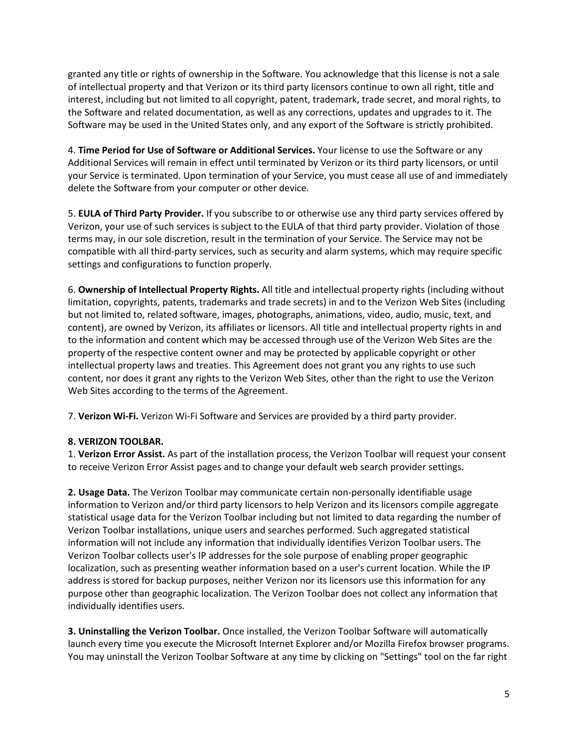granted any title or rights of ownership in the Software. You acknowledge that this license is not a sale of intellectual property and that Verizon or its third party licensors continue to own all right, title and interest, including but not limited to all copyright, patent, trademark, trade secret, and moral rights, to the Software and related documentation, as well as any corrections, updates and upgrades to it. The Software may be used in the United States only, and any export of the Software is strictly prohibited.

4. **Time Period for Use of Software or Additional Services.** Your license to use the Software or any Additional Services will remain in effect until terminated by Verizon or its third party licensors, or until your Service is terminated. Upon termination of your Service, you must cease all use of and immediately delete the Software from your computer or other device.

5. **EULA of Third Party Provider.** If you subscribe to or otherwise use any third party services offered by Verizon, your use of such services is subject to the EULA of that third party provider. Violation of those terms may, in our sole discretion, result in the termination of your Service. The Service may not be compatible with all third-party services, such as security and alarm systems, which may require specific settings and configurations to function properly.

6. **Ownership of Intellectual Property Rights.** All title and intellectual property rights (including without limitation, copyrights, patents, trademarks and trade secrets) in and to the Verizon Web Sites (including but not limited to, related software, images, photographs, animations, video, audio, music, text, and content), are owned by Verizon, its affiliates or licensors. All title and intellectual property rights in and to the information and content which may be accessed through use of the Verizon Web Sites are the property of the respective content owner and may be protected by applicable copyright or other intellectual property laws and treaties. This Agreement does not grant you any rights to use such content, nor does it grant any rights to the Verizon Web Sites, other than the right to use the Verizon Web Sites according to the terms of the Agreement.

7. **Verizon Wi-Fi.** Verizon Wi-Fi Software and Services are provided by a third party provider.

**8. VERIZON TOOLBAR.**

1. **Verizon Error Assist.** As part of the installation process, the Verizon Toolbar will request your consent to receive Verizon Error Assist pages and to change your default web search provider settings.

**2. Usage Data.** The Verizon Toolbar may communicate certain non-personally identifiable usage information to Verizon and/or third party licensors to help Verizon and its licensors compile aggregate statistical usage data for the Verizon Toolbar including but not limited to data regarding the number of Verizon Toolbar installations, unique users and searches performed. Such aggregated statistical information will not include any information that individually identifies Verizon Toolbar users. The Verizon Toolbar collects user's IP addresses for the sole purpose of enabling proper geographic localization, such as presenting weather information based on a user's current location. While the IP address is stored for backup purposes, neither Verizon nor its licensors use this information for any purpose other than geographic localization. The Verizon Toolbar does not collect any information that individually identifies users.

**3. Uninstalling the Verizon Toolbar.** Once installed, the Verizon Toolbar Software will automatically launch every time you execute the Microsoft Internet Explorer and/or Mozilla Firefox browser programs. You may uninstall the Verizon Toolbar Software at any time by clicking on "Settings" tool on the far right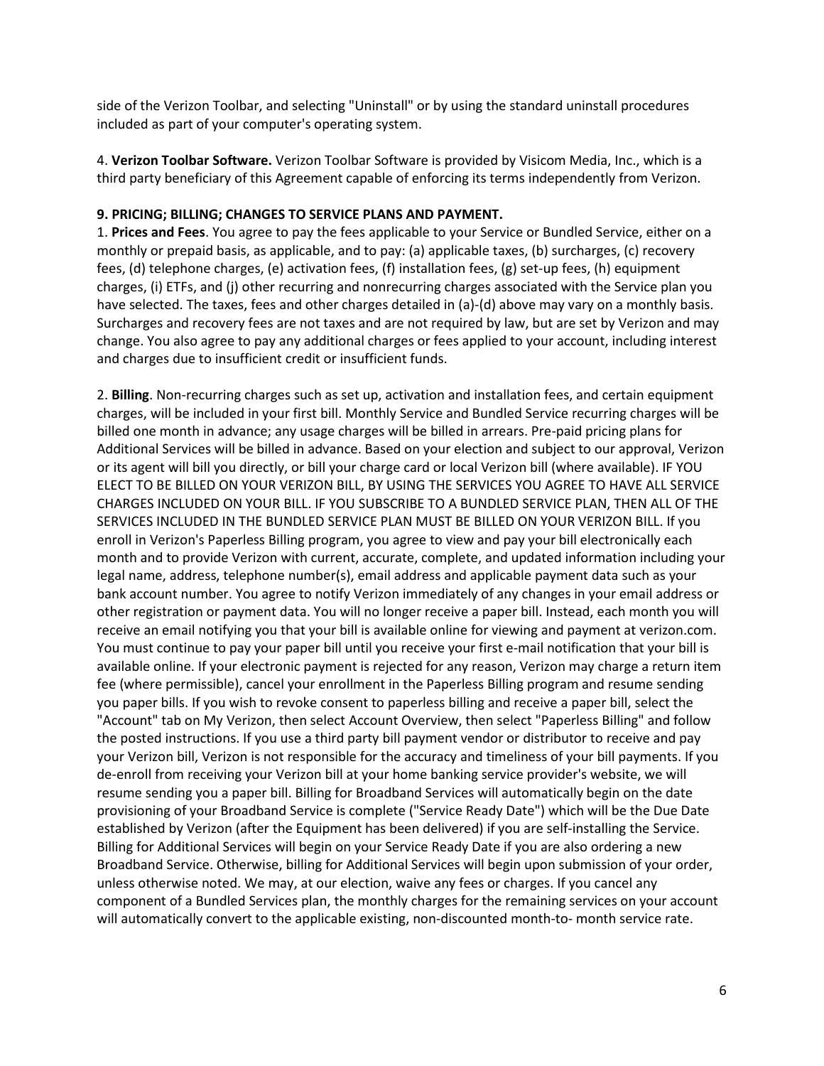side of the Verizon Toolbar, and selecting "Uninstall" or by using the standard uninstall procedures included as part of your computer's operating system.

4. **Verizon Toolbar Software.** Verizon Toolbar Software is provided by Visicom Media, Inc., which is a third party beneficiary of this Agreement capable of enforcing its terms independently from Verizon.

**9. PRICING; BILLING; CHANGES TO SERVICE PLANS AND PAYMENT.**

1. **Prices and Fees**. You agree to pay the fees applicable to your Service or Bundled Service, either on a monthly or prepaid basis, as applicable, and to pay: (a) applicable taxes, (b) surcharges, (c) recovery fees, (d) telephone charges, (e) activation fees, (f) installation fees, (g) set-up fees, (h) equipment charges, (i) ETFs, and (j) other recurring and nonrecurring charges associated with the Service plan you have selected. The taxes, fees and other charges detailed in (a)-(d) above may vary on a monthly basis. Surcharges and recovery fees are not taxes and are not required by law, but are set by Verizon and may change. You also agree to pay any additional charges or fees applied to your account, including interest and charges due to insufficient credit or insufficient funds.

2. **Billing**. Non-recurring charges such as set up, activation and installation fees, and certain equipment charges, will be included in your first bill. Monthly Service and Bundled Service recurring charges will be billed one month in advance; any usage charges will be billed in arrears. Pre-paid pricing plans for Additional Services will be billed in advance. Based on your election and subject to our approval, Verizon or its agent will bill you directly, or bill your charge card or local Verizon bill (where available). IF YOU ELECT TO BE BILLED ON YOUR VERIZON BILL, BY USING THE SERVICES YOU AGREE TO HAVE ALL SERVICE CHARGES INCLUDED ON YOUR BILL. IF YOU SUBSCRIBE TO A BUNDLED SERVICE PLAN, THEN ALL OF THE SERVICES INCLUDED IN THE BUNDLED SERVICE PLAN MUST BE BILLED ON YOUR VERIZON BILL. If you enroll in Verizon's Paperless Billing program, you agree to view and pay your bill electronically each month and to provide Verizon with current, accurate, complete, and updated information including your legal name, address, telephone number(s), email address and applicable payment data such as your bank account number. You agree to notify Verizon immediately of any changes in your email address or other registration or payment data. You will no longer receive a paper bill. Instead, each month you will receive an email notifying you that your bill is available online for viewing and payment at verizon.com. You must continue to pay your paper bill until you receive your first e-mail notification that your bill is available online. If your electronic payment is rejected for any reason, Verizon may charge a return item fee (where permissible), cancel your enrollment in the Paperless Billing program and resume sending you paper bills. If you wish to revoke consent to paperless billing and receive a paper bill, select the "Account" tab on My Verizon, then select Account Overview, then select "Paperless Billing" and follow the posted instructions. If you use a third party bill payment vendor or distributor to receive and pay your Verizon bill, Verizon is not responsible for the accuracy and timeliness of your bill payments. If you de-enroll from receiving your Verizon bill at your home banking service provider's website, we will resume sending you a paper bill. Billing for Broadband Services will automatically begin on the date provisioning of your Broadband Service is complete ("Service Ready Date") which will be the Due Date established by Verizon (after the Equipment has been delivered) if you are self-installing the Service. Billing for Additional Services will begin on your Service Ready Date if you are also ordering a new Broadband Service. Otherwise, billing for Additional Services will begin upon submission of your order, unless otherwise noted. We may, at our election, waive any fees or charges. If you cancel any component of a Bundled Services plan, the monthly charges for the remaining services on your account will automatically convert to the applicable existing, non-discounted month-to- month service rate.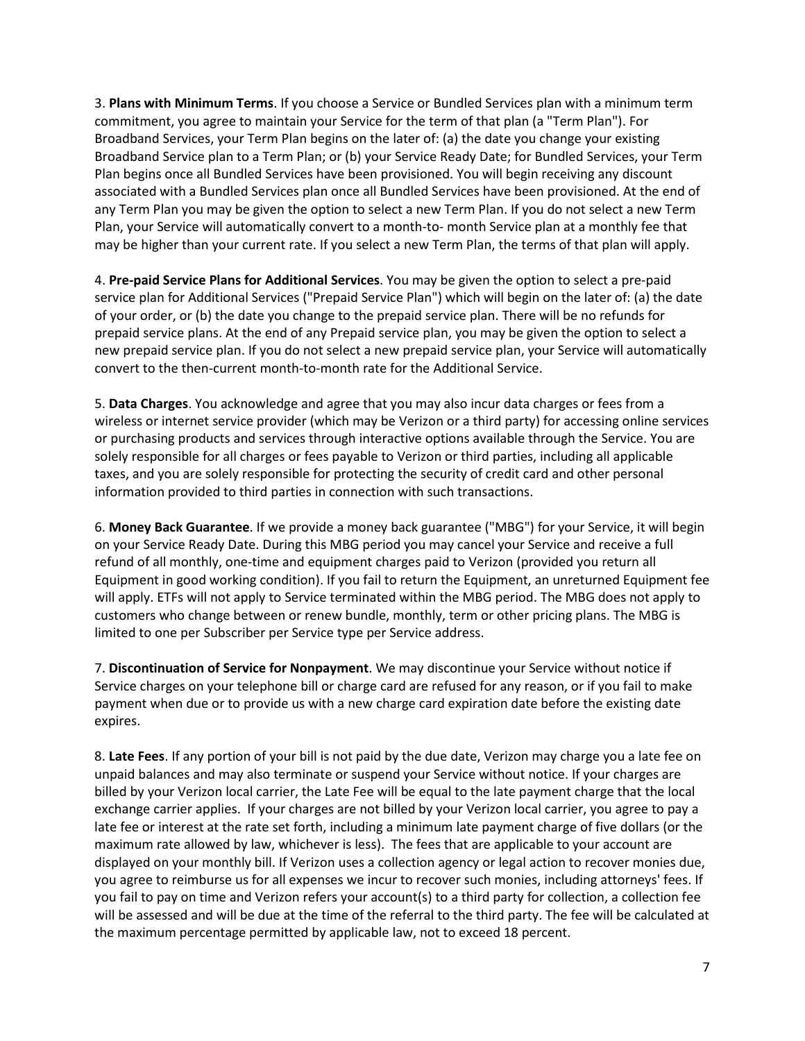3. **Plans with Minimum Terms**. If you choose a Service or Bundled Services plan with a minimum term commitment, you agree to maintain your Service for the term of that plan (a "Term Plan"). For Broadband Services, your Term Plan begins on the later of: (a) the date you change your existing Broadband Service plan to a Term Plan; or (b) your Service Ready Date; for Bundled Services, your Term Plan begins once all Bundled Services have been provisioned. You will begin receiving any discount associated with a Bundled Services plan once all Bundled Services have been provisioned. At the end of any Term Plan you may be given the option to select a new Term Plan. If you do not select a new Term Plan, your Service will automatically convert to a month-to- month Service plan at a monthly fee that may be higher than your current rate. If you select a new Term Plan, the terms of that plan will apply.

4. **Pre-paid Service Plans for Additional Services**. You may be given the option to select a pre-paid service plan for Additional Services ("Prepaid Service Plan") which will begin on the later of: (a) the date of your order, or (b) the date you change to the prepaid service plan. There will be no refunds for prepaid service plans. At the end of any Prepaid service plan, you may be given the option to select a new prepaid service plan. If you do not select a new prepaid service plan, your Service will automatically convert to the then-current month-to-month rate for the Additional Service.

5. **Data Charges**. You acknowledge and agree that you may also incur data charges or fees from a wireless or internet service provider (which may be Verizon or a third party) for accessing online services or purchasing products and services through interactive options available through the Service. You are solely responsible for all charges or fees payable to Verizon or third parties, including all applicable taxes, and you are solely responsible for protecting the security of credit card and other personal information provided to third parties in connection with such transactions.

6. **Money Back Guarantee**. If we provide a money back guarantee ("MBG") for your Service, it will begin on your Service Ready Date. During this MBG period you may cancel your Service and receive a full refund of all monthly, one-time and equipment charges paid to Verizon (provided you return all Equipment in good working condition). If you fail to return the Equipment, an unreturned Equipment fee will apply. ETFs will not apply to Service terminated within the MBG period. The MBG does not apply to customers who change between or renew bundle, monthly, term or other pricing plans. The MBG is limited to one per Subscriber per Service type per Service address.

7. **Discontinuation of Service for Nonpayment**. We may discontinue your Service without notice if Service charges on your telephone bill or charge card are refused for any reason, or if you fail to make payment when due or to provide us with a new charge card expiration date before the existing date expires.

8. **Late Fees**. If any portion of your bill is not paid by the due date, Verizon may charge you a late fee on unpaid balances and may also terminate or suspend your Service without notice. If your charges are billed by your Verizon local carrier, the Late Fee will be equal to the late payment charge that the local exchange carrier applies. If your charges are not billed by your Verizon local carrier, you agree to pay a late fee or interest at the rate set forth, including a minimum late payment charge of five dollars (or the maximum rate allowed by law, whichever is less). The fees that are applicable to your account are displayed on your monthly bill. If Verizon uses a collection agency or legal action to recover monies due, you agree to reimburse us for all expenses we incur to recover such monies, including attorneys' fees. If you fail to pay on time and Verizon refers your account(s) to a third party for collection, a collection fee will be assessed and will be due at the time of the referral to the third party. The fee will be calculated at the maximum percentage permitted by applicable law, not to exceed 18 percent.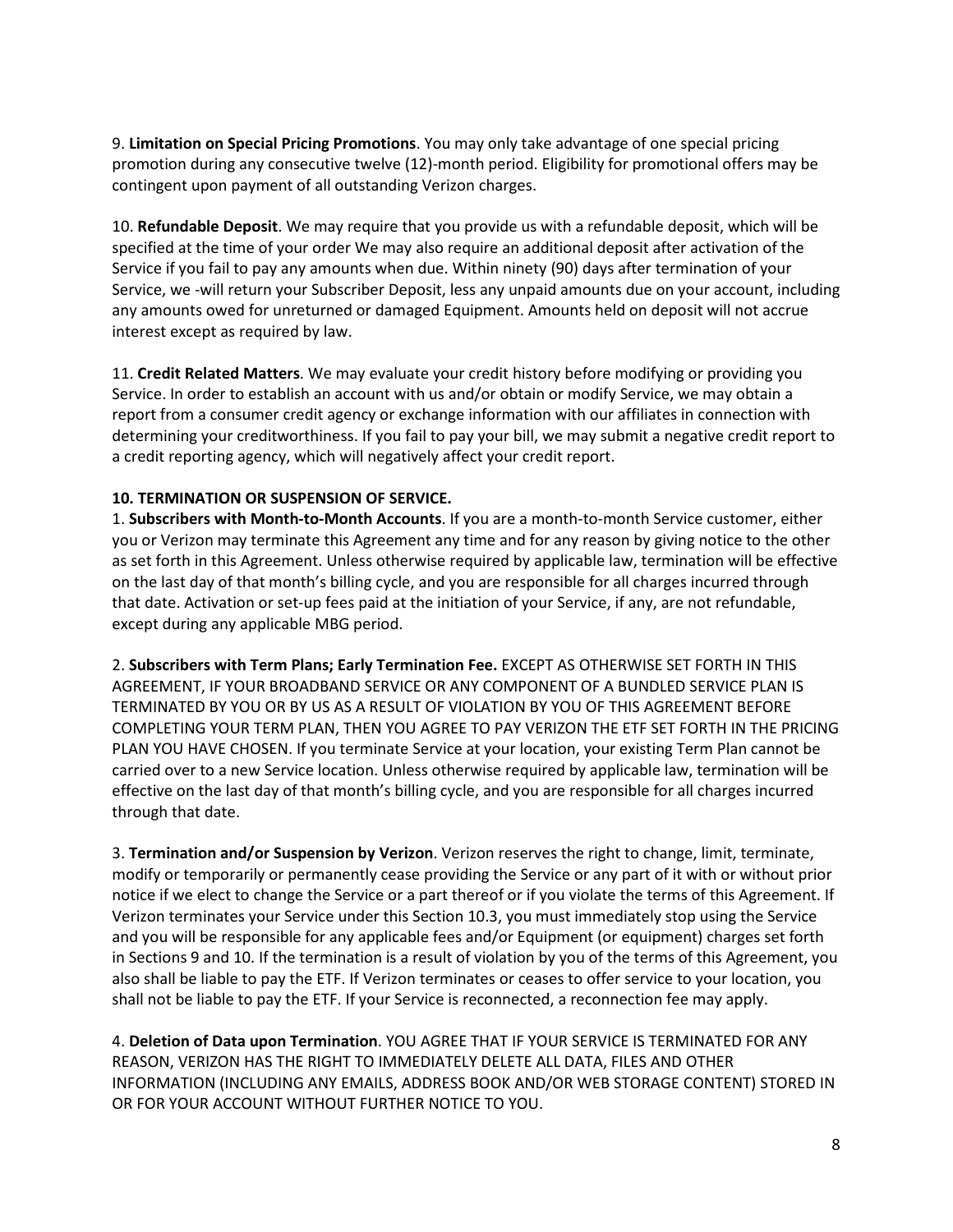9. **Limitation on Special Pricing Promotions**. You may only take advantage of one special pricing promotion during any consecutive twelve (12)-month period. Eligibility for promotional offers may be contingent upon payment of all outstanding Verizon charges.

10. **Refundable Deposit**. We may require that you provide us with a refundable deposit, which will be specified at the time of your order We may also require an additional deposit after activation of the Service if you fail to pay any amounts when due. Within ninety (90) days after termination of your Service, we -will return your Subscriber Deposit, less any unpaid amounts due on your account, including any amounts owed for unreturned or damaged Equipment. Amounts held on deposit will not accrue interest except as required by law.

11. **Credit Related Matters**. We may evaluate your credit history before modifying or providing you Service. In order to establish an account with us and/or obtain or modify Service, we may obtain a report from a consumer credit agency or exchange information with our affiliates in connection with determining your creditworthiness. If you fail to pay your bill, we may submit a negative credit report to a credit reporting agency, which will negatively affect your credit report.

**10. TERMINATION OR SUSPENSION OF SERVICE.**

1. **Subscribers with Month-to-Month Accounts**. If you are a month-to-month Service customer, either you or Verizon may terminate this Agreement any time and for any reason by giving notice to the other as set forth in this Agreement. Unless otherwise required by applicable law, termination will be effective on the last day of that month's billing cycle, and you are responsible for all charges incurred through that date. Activation or set-up fees paid at the initiation of your Service, if any, are not refundable, except during any applicable MBG period.

2. **Subscribers with Term Plans; Early Termination Fee.** EXCEPT AS OTHERWISE SET FORTH IN THIS AGREEMENT, IF YOUR BROADBAND SERVICE OR ANY COMPONENT OF A BUNDLED SERVICE PLAN IS TERMINATED BY YOU OR BY US AS A RESULT OF VIOLATION BY YOU OF THIS AGREEMENT BEFORE COMPLETING YOUR TERM PLAN, THEN YOU AGREE TO PAY VERIZON THE ETF SET FORTH IN THE PRICING PLAN YOU HAVE CHOSEN. If you terminate Service at your location, your existing Term Plan cannot be carried over to a new Service location. Unless otherwise required by applicable law, termination will be effective on the last day of that month's billing cycle, and you are responsible for all charges incurred through that date.

3. **Termination and/or Suspension by Verizon**. Verizon reserves the right to change, limit, terminate, modify or temporarily or permanently cease providing the Service or any part of it with or without prior notice if we elect to change the Service or a part thereof or if you violate the terms of this Agreement. If Verizon terminates your Service under this Section 10.3, you must immediately stop using the Service and you will be responsible for any applicable fees and/or Equipment (or equipment) charges set forth in Sections 9 and 10. If the termination is a result of violation by you of the terms of this Agreement, you also shall be liable to pay the ETF. If Verizon terminates or ceases to offer service to your location, you shall not be liable to pay the ETF. If your Service is reconnected, a reconnection fee may apply.

4. **Deletion of Data upon Termination**. YOU AGREE THAT IF YOUR SERVICE IS TERMINATED FOR ANY REASON, VERIZON HAS THE RIGHT TO IMMEDIATELY DELETE ALL DATA, FILES AND OTHER INFORMATION (INCLUDING ANY EMAILS, ADDRESS BOOK AND/OR WEB STORAGE CONTENT) STORED IN OR FOR YOUR ACCOUNT WITHOUT FURTHER NOTICE TO YOU.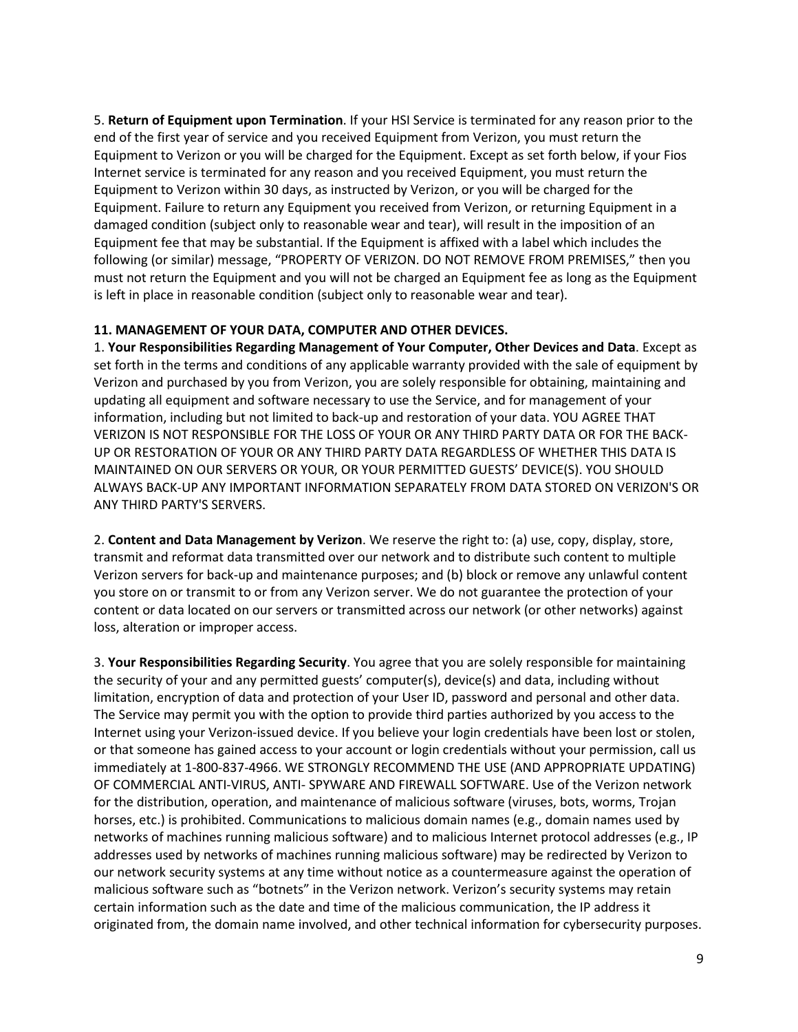5. **Return of Equipment upon Termination**. If your HSI Service is terminated for any reason prior to the end of the first year of service and you received Equipment from Verizon, you must return the Equipment to Verizon or you will be charged for the Equipment. Except as set forth below, if your Fios Internet service is terminated for any reason and you received Equipment, you must return the Equipment to Verizon within 30 days, as instructed by Verizon, or you will be charged for the Equipment. Failure to return any Equipment you received from Verizon, or returning Equipment in a damaged condition (subject only to reasonable wear and tear), will result in the imposition of an Equipment fee that may be substantial. If the Equipment is affixed with a label which includes the following (or similar) message, "PROPERTY OF VERIZON. DO NOT REMOVE FROM PREMISES," then you must not return the Equipment and you will not be charged an Equipment fee as long as the Equipment is left in place in reasonable condition (subject only to reasonable wear and tear).

**11. MANAGEMENT OF YOUR DATA, COMPUTER AND OTHER DEVICES.**

1. **Your Responsibilities Regarding Management of Your Computer, Other Devices and Data**. Except as set forth in the terms and conditions of any applicable warranty provided with the sale of equipment by Verizon and purchased by you from Verizon, you are solely responsible for obtaining, maintaining and updating all equipment and software necessary to use the Service, and for management of your information, including but not limited to back-up and restoration of your data. YOU AGREE THAT VERIZON IS NOT RESPONSIBLE FOR THE LOSS OF YOUR OR ANY THIRD PARTY DATA OR FOR THE BACK-UP OR RESTORATION OF YOUR OR ANY THIRD PARTY DATA REGARDLESS OF WHETHER THIS DATA IS MAINTAINED ON OUR SERVERS OR YOUR, OR YOUR PERMITTED GUESTS' DEVICE(S). YOU SHOULD ALWAYS BACK-UP ANY IMPORTANT INFORMATION SEPARATELY FROM DATA STORED ON VERIZON'S OR ANY THIRD PARTY'S SERVERS.

2. **Content and Data Management by Verizon**. We reserve the right to: (a) use, copy, display, store, transmit and reformat data transmitted over our network and to distribute such content to multiple Verizon servers for back-up and maintenance purposes; and (b) block or remove any unlawful content you store on or transmit to or from any Verizon server. We do not guarantee the protection of your content or data located on our servers or transmitted across our network (or other networks) against loss, alteration or improper access.

3. **Your Responsibilities Regarding Security**. You agree that you are solely responsible for maintaining the security of your and any permitted guests' computer(s), device(s) and data, including without limitation, encryption of data and protection of your User ID, password and personal and other data. The Service may permit you with the option to provide third parties authorized by you access to the Internet using your Verizon-issued device. If you believe your login credentials have been lost or stolen, or that someone has gained access to your account or login credentials without your permission, call us immediately at 1-800-837-4966. WE STRONGLY RECOMMEND THE USE (AND APPROPRIATE UPDATING) OF COMMERCIAL ANTI-VIRUS, ANTI- SPYWARE AND FIREWALL SOFTWARE. Use of the Verizon network for the distribution, operation, and maintenance of malicious software (viruses, bots, worms, Trojan horses, etc.) is prohibited. Communications to malicious domain names (e.g., domain names used by networks of machines running malicious software) and to malicious Internet protocol addresses (e.g., IP addresses used by networks of machines running malicious software) may be redirected by Verizon to our network security systems at any time without notice as a countermeasure against the operation of malicious software such as "botnets" in the Verizon network. Verizon's security systems may retain certain information such as the date and time of the malicious communication, the IP address it originated from, the domain name involved, and other technical information for cybersecurity purposes.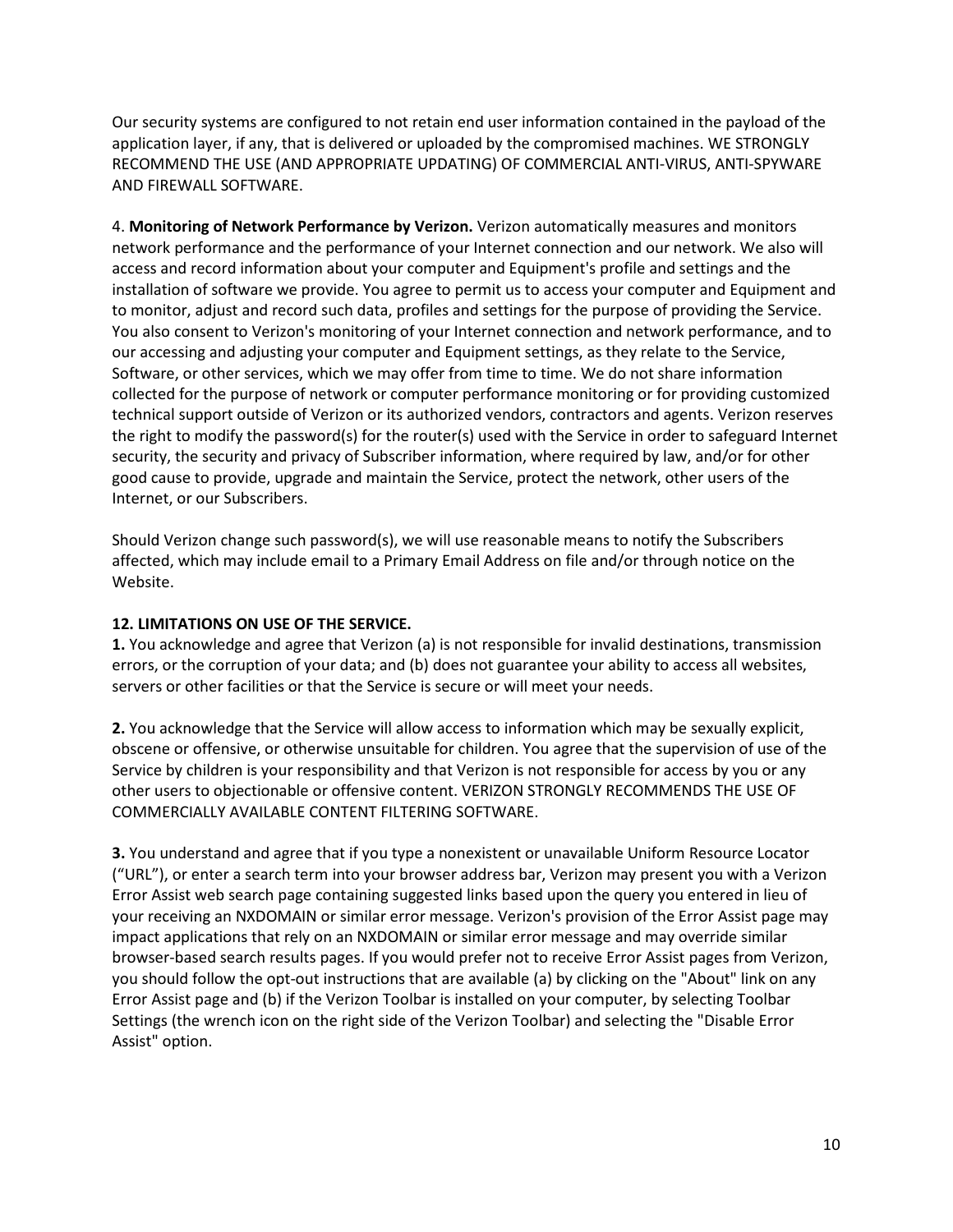Our security systems are configured to not retain end user information contained in the payload of the application layer, if any, that is delivered or uploaded by the compromised machines. WE STRONGLY RECOMMEND THE USE (AND APPROPRIATE UPDATING) OF COMMERCIAL ANTI-VIRUS, ANTI-SPYWARE AND FIREWALL SOFTWARE.

4. **Monitoring of Network Performance by Verizon.** Verizon automatically measures and monitors network performance and the performance of your Internet connection and our network. We also will access and record information about your computer and Equipment's profile and settings and the installation of software we provide. You agree to permit us to access your computer and Equipment and to monitor, adjust and record such data, profiles and settings for the purpose of providing the Service. You also consent to Verizon's monitoring of your Internet connection and network performance, and to our accessing and adjusting your computer and Equipment settings, as they relate to the Service, Software, or other services, which we may offer from time to time. We do not share information collected for the purpose of network or computer performance monitoring or for providing customized technical support outside of Verizon or its authorized vendors, contractors and agents. Verizon reserves the right to modify the password(s) for the router(s) used with the Service in order to safeguard Internet security, the security and privacy of Subscriber information, where required by law, and/or for other good cause to provide, upgrade and maintain the Service, protect the network, other users of the Internet, or our Subscribers.

Should Verizon change such password(s), we will use reasonable means to notify the Subscribers affected, which may include email to a Primary Email Address on file and/or through notice on the Website.

**12. LIMITATIONS ON USE OF THE SERVICE.**

**1.** You acknowledge and agree that Verizon (a) is not responsible for invalid destinations, transmission errors, or the corruption of your data; and (b) does not guarantee your ability to access all websites, servers or other facilities or that the Service is secure or will meet your needs.

**2.** You acknowledge that the Service will allow access to information which may be sexually explicit, obscene or offensive, or otherwise unsuitable for children. You agree that the supervision of use of the Service by children is your responsibility and that Verizon is not responsible for access by you or any other users to objectionable or offensive content. VERIZON STRONGLY RECOMMENDS THE USE OF COMMERCIALLY AVAILABLE CONTENT FILTERING SOFTWARE.

**3.** You understand and agree that if you type a nonexistent or unavailable Uniform Resource Locator ("URL"), or enter a search term into your browser address bar, Verizon may present you with a Verizon Error Assist web search page containing suggested links based upon the query you entered in lieu of your receiving an NXDOMAIN or similar error message. Verizon's provision of the Error Assist page may impact applications that rely on an NXDOMAIN or similar error message and may override similar browser-based search results pages. If you would prefer not to receive Error Assist pages from Verizon, you should follow the opt-out instructions that are available (a) by clicking on the "About" link on any Error Assist page and (b) if the Verizon Toolbar is installed on your computer, by selecting Toolbar Settings (the wrench icon on the right side of the Verizon Toolbar) and selecting the "Disable Error Assist" option.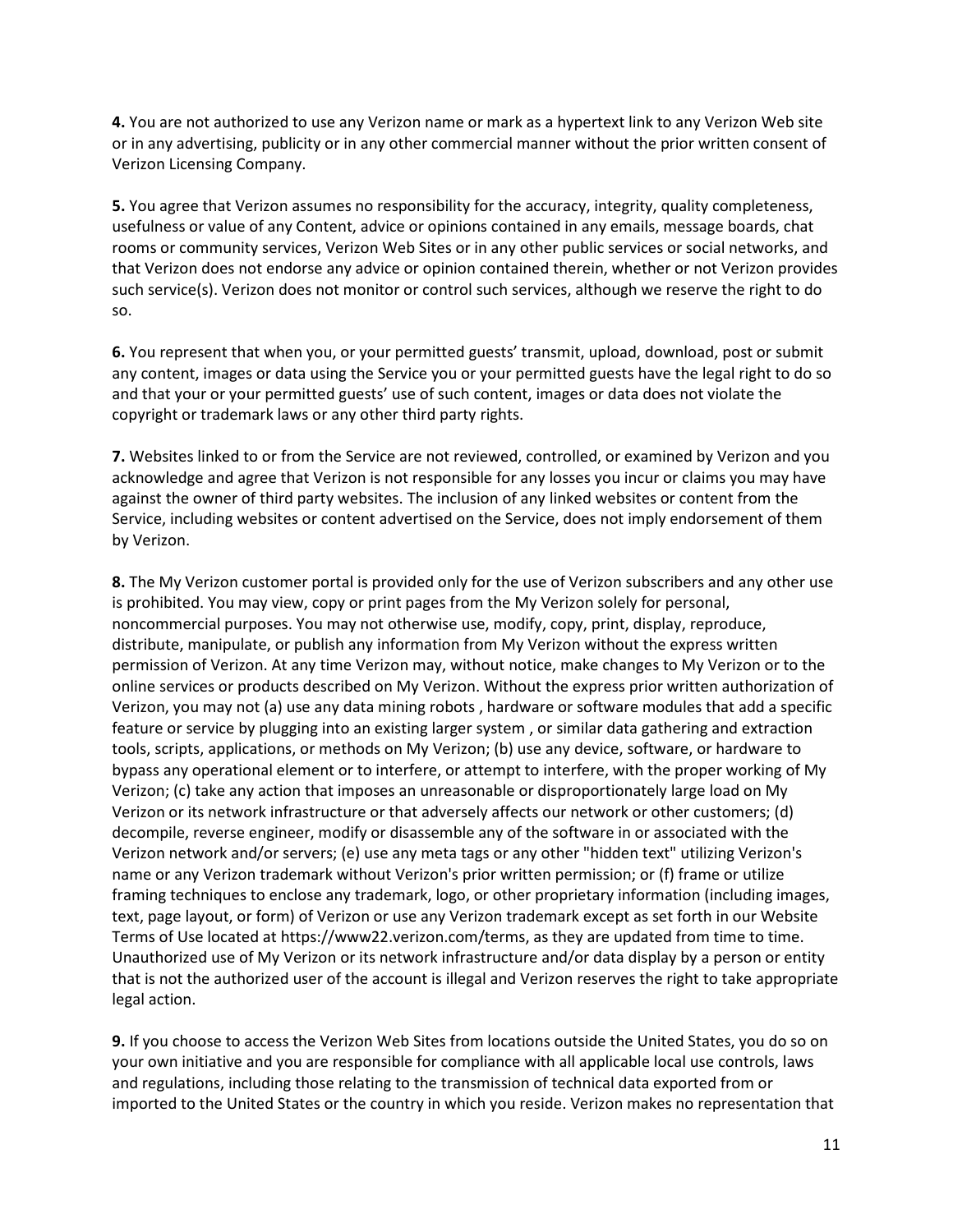**4.** You are not authorized to use any Verizon name or mark as a hypertext link to any Verizon Web site or in any advertising, publicity or in any other commercial manner without the prior written consent of Verizon Licensing Company.

**5.** You agree that Verizon assumes no responsibility for the accuracy, integrity, quality completeness, usefulness or value of any Content, advice or opinions contained in any emails, message boards, chat rooms or community services, Verizon Web Sites or in any other public services or social networks, and that Verizon does not endorse any advice or opinion contained therein, whether or not Verizon provides such service(s). Verizon does not monitor or control such services, although we reserve the right to do so.

**6.** You represent that when you, or your permitted guests' transmit, upload, download, post or submit any content, images or data using the Service you or your permitted guests have the legal right to do so and that your or your permitted guests' use of such content, images or data does not violate the copyright or trademark laws or any other third party rights.

**7.** Websites linked to or from the Service are not reviewed, controlled, or examined by Verizon and you acknowledge and agree that Verizon is not responsible for any losses you incur or claims you may have against the owner of third party websites. The inclusion of any linked websites or content from the Service, including websites or content advertised on the Service, does not imply endorsement of them by Verizon.

**8.** The My Verizon customer portal is provided only for the use of Verizon subscribers and any other use is prohibited. You may view, copy or print pages from the My Verizon solely for personal, noncommercial purposes. You may not otherwise use, modify, copy, print, display, reproduce, distribute, manipulate, or publish any information from My Verizon without the express written permission of Verizon. At any time Verizon may, without notice, make changes to My Verizon or to the online services or products described on My Verizon. Without the express prior written authorization of Verizon, you may not (a) use any data mining robots , hardware or software modules that add a specific feature or service by plugging into an existing larger system , or similar data gathering and extraction tools, scripts, applications, or methods on My Verizon; (b) use any device, software, or hardware to bypass any operational element or to interfere, or attempt to interfere, with the proper working of My Verizon; (c) take any action that imposes an unreasonable or disproportionately large load on My Verizon or its network infrastructure or that adversely affects our network or other customers; (d) decompile, reverse engineer, modify or disassemble any of the software in or associated with the Verizon network and/or servers; (e) use any meta tags or any other "hidden text" utilizing Verizon's name or any Verizon trademark without Verizon's prior written permission; or (f) frame or utilize framing techniques to enclose any trademark, logo, or other proprietary information (including images, text, page layout, or form) of Verizon or use any Verizon trademark except as set forth in our Website Terms of Use located at https://www22.verizon.com/terms, as they are updated from time to time. Unauthorized use of My Verizon or its network infrastructure and/or data display by a person or entity that is not the authorized user of the account is illegal and Verizon reserves the right to take appropriate legal action.

**9.** If you choose to access the Verizon Web Sites from locations outside the United States, you do so on your own initiative and you are responsible for compliance with all applicable local use controls, laws and regulations, including those relating to the transmission of technical data exported from or imported to the United States or the country in which you reside. Verizon makes no representation that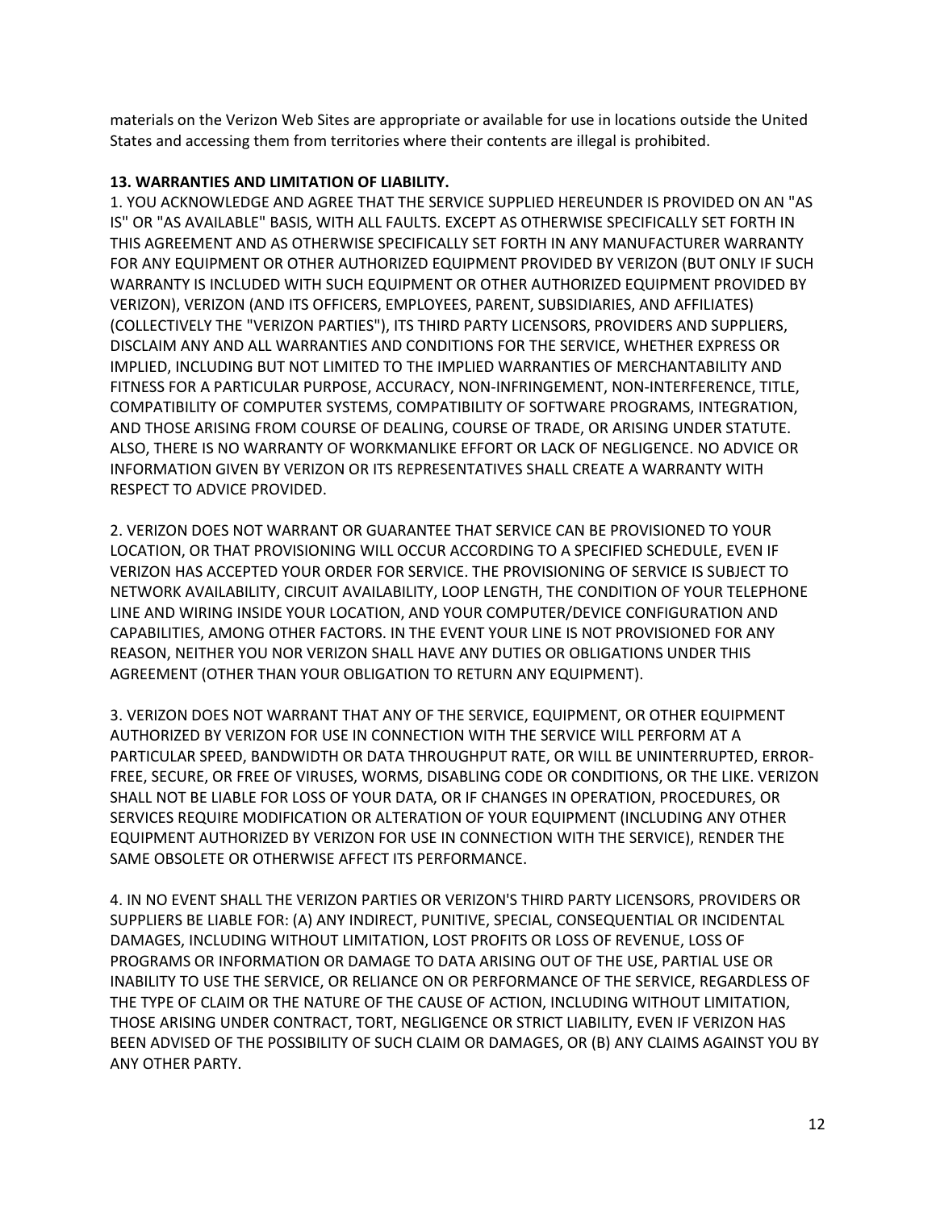materials on the Verizon Web Sites are appropriate or available for use in locations outside the United States and accessing them from territories where their contents are illegal is prohibited.

**13. WARRANTIES AND LIMITATION OF LIABILITY.**

1. YOU ACKNOWLEDGE AND AGREE THAT THE SERVICE SUPPLIED HEREUNDER IS PROVIDED ON AN "AS IS" OR "AS AVAILABLE" BASIS, WITH ALL FAULTS. EXCEPT AS OTHERWISE SPECIFICALLY SET FORTH IN THIS AGREEMENT AND AS OTHERWISE SPECIFICALLY SET FORTH IN ANY MANUFACTURER WARRANTY FOR ANY EQUIPMENT OR OTHER AUTHORIZED EQUIPMENT PROVIDED BY VERIZON (BUT ONLY IF SUCH WARRANTY IS INCLUDED WITH SUCH EQUIPMENT OR OTHER AUTHORIZED EQUIPMENT PROVIDED BY VERIZON), VERIZON (AND ITS OFFICERS, EMPLOYEES, PARENT, SUBSIDIARIES, AND AFFILIATES) (COLLECTIVELY THE "VERIZON PARTIES"), ITS THIRD PARTY LICENSORS, PROVIDERS AND SUPPLIERS, DISCLAIM ANY AND ALL WARRANTIES AND CONDITIONS FOR THE SERVICE, WHETHER EXPRESS OR IMPLIED, INCLUDING BUT NOT LIMITED TO THE IMPLIED WARRANTIES OF MERCHANTABILITY AND FITNESS FOR A PARTICULAR PURPOSE, ACCURACY, NON-INFRINGEMENT, NON-INTERFERENCE, TITLE, COMPATIBILITY OF COMPUTER SYSTEMS, COMPATIBILITY OF SOFTWARE PROGRAMS, INTEGRATION, AND THOSE ARISING FROM COURSE OF DEALING, COURSE OF TRADE, OR ARISING UNDER STATUTE. ALSO, THERE IS NO WARRANTY OF WORKMANLIKE EFFORT OR LACK OF NEGLIGENCE. NO ADVICE OR INFORMATION GIVEN BY VERIZON OR ITS REPRESENTATIVES SHALL CREATE A WARRANTY WITH RESPECT TO ADVICE PROVIDED.

2. VERIZON DOES NOT WARRANT OR GUARANTEE THAT SERVICE CAN BE PROVISIONED TO YOUR LOCATION, OR THAT PROVISIONING WILL OCCUR ACCORDING TO A SPECIFIED SCHEDULE, EVEN IF VERIZON HAS ACCEPTED YOUR ORDER FOR SERVICE. THE PROVISIONING OF SERVICE IS SUBJECT TO NETWORK AVAILABILITY, CIRCUIT AVAILABILITY, LOOP LENGTH, THE CONDITION OF YOUR TELEPHONE LINE AND WIRING INSIDE YOUR LOCATION, AND YOUR COMPUTER/DEVICE CONFIGURATION AND CAPABILITIES, AMONG OTHER FACTORS. IN THE EVENT YOUR LINE IS NOT PROVISIONED FOR ANY REASON, NEITHER YOU NOR VERIZON SHALL HAVE ANY DUTIES OR OBLIGATIONS UNDER THIS AGREEMENT (OTHER THAN YOUR OBLIGATION TO RETURN ANY EQUIPMENT).

3. VERIZON DOES NOT WARRANT THAT ANY OF THE SERVICE, EQUIPMENT, OR OTHER EQUIPMENT AUTHORIZED BY VERIZON FOR USE IN CONNECTION WITH THE SERVICE WILL PERFORM AT A PARTICULAR SPEED, BANDWIDTH OR DATA THROUGHPUT RATE, OR WILL BE UNINTERRUPTED, ERROR-FREE, SECURE, OR FREE OF VIRUSES, WORMS, DISABLING CODE OR CONDITIONS, OR THE LIKE. VERIZON SHALL NOT BE LIABLE FOR LOSS OF YOUR DATA, OR IF CHANGES IN OPERATION, PROCEDURES, OR SERVICES REQUIRE MODIFICATION OR ALTERATION OF YOUR EQUIPMENT (INCLUDING ANY OTHER EQUIPMENT AUTHORIZED BY VERIZON FOR USE IN CONNECTION WITH THE SERVICE), RENDER THE SAME OBSOLETE OR OTHERWISE AFFECT ITS PERFORMANCE.

4. IN NO EVENT SHALL THE VERIZON PARTIES OR VERIZON'S THIRD PARTY LICENSORS, PROVIDERS OR SUPPLIERS BE LIABLE FOR: (A) ANY INDIRECT, PUNITIVE, SPECIAL, CONSEQUENTIAL OR INCIDENTAL DAMAGES, INCLUDING WITHOUT LIMITATION, LOST PROFITS OR LOSS OF REVENUE, LOSS OF PROGRAMS OR INFORMATION OR DAMAGE TO DATA ARISING OUT OF THE USE, PARTIAL USE OR INABILITY TO USE THE SERVICE, OR RELIANCE ON OR PERFORMANCE OF THE SERVICE, REGARDLESS OF THE TYPE OF CLAIM OR THE NATURE OF THE CAUSE OF ACTION, INCLUDING WITHOUT LIMITATION, THOSE ARISING UNDER CONTRACT, TORT, NEGLIGENCE OR STRICT LIABILITY, EVEN IF VERIZON HAS BEEN ADVISED OF THE POSSIBILITY OF SUCH CLAIM OR DAMAGES, OR (B) ANY CLAIMS AGAINST YOU BY ANY OTHER PARTY.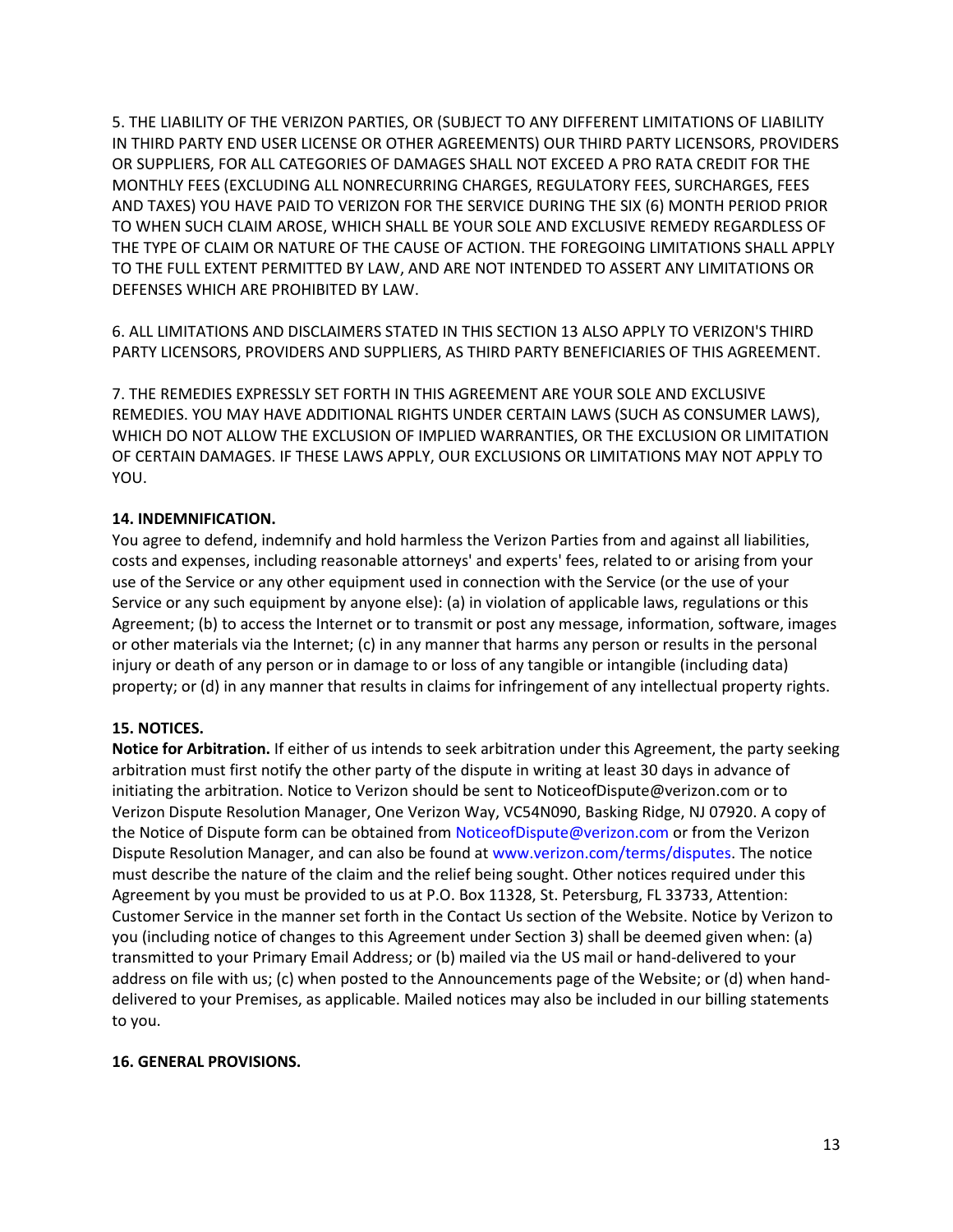5. THE LIABILITY OF THE VERIZON PARTIES, OR (SUBJECT TO ANY DIFFERENT LIMITATIONS OF LIABILITY IN THIRD PARTY END USER LICENSE OR OTHER AGREEMENTS) OUR THIRD PARTY LICENSORS, PROVIDERS OR SUPPLIERS, FOR ALL CATEGORIES OF DAMAGES SHALL NOT EXCEED A PRO RATA CREDIT FOR THE MONTHLY FEES (EXCLUDING ALL NONRECURRING CHARGES, REGULATORY FEES, SURCHARGES, FEES AND TAXES) YOU HAVE PAID TO VERIZON FOR THE SERVICE DURING THE SIX (6) MONTH PERIOD PRIOR TO WHEN SUCH CLAIM AROSE, WHICH SHALL BE YOUR SOLE AND EXCLUSIVE REMEDY REGARDLESS OF THE TYPE OF CLAIM OR NATURE OF THE CAUSE OF ACTION. THE FOREGOING LIMITATIONS SHALL APPLY TO THE FULL EXTENT PERMITTED BY LAW, AND ARE NOT INTENDED TO ASSERT ANY LIMITATIONS OR DEFENSES WHICH ARE PROHIBITED BY LAW.

6. ALL LIMITATIONS AND DISCLAIMERS STATED IN THIS SECTION 13 ALSO APPLY TO VERIZON'S THIRD PARTY LICENSORS, PROVIDERS AND SUPPLIERS, AS THIRD PARTY BENEFICIARIES OF THIS AGREEMENT.

7. THE REMEDIES EXPRESSLY SET FORTH IN THIS AGREEMENT ARE YOUR SOLE AND EXCLUSIVE REMEDIES. YOU MAY HAVE ADDITIONAL RIGHTS UNDER CERTAIN LAWS (SUCH AS CONSUMER LAWS), WHICH DO NOT ALLOW THE EXCLUSION OF IMPLIED WARRANTIES, OR THE EXCLUSION OR LIMITATION OF CERTAIN DAMAGES. IF THESE LAWS APPLY, OUR EXCLUSIONS OR LIMITATIONS MAY NOT APPLY TO YOU.

**14. INDEMNIFICATION.**

You agree to defend, indemnify and hold harmless the Verizon Parties from and against all liabilities, costs and expenses, including reasonable attorneys' and experts' fees, related to or arising from your use of the Service or any other equipment used in connection with the Service (or the use of your Service or any such equipment by anyone else): (a) in violation of applicable laws, regulations or this Agreement; (b) to access the Internet or to transmit or post any message, information, software, images or other materials via the Internet; (c) in any manner that harms any person or results in the personal injury or death of any person or in damage to or loss of any tangible or intangible (including data) property; or (d) in any manner that results in claims for infringement of any intellectual property rights.

**15. NOTICES.**

**Notice for Arbitration.** If either of us intends to seek arbitration under this Agreement, the party seeking arbitration must first notify the other party of the dispute in writing at least 30 days in advance of initiating the arbitration. Notice to Verizon should be sent to NoticeofDispute@verizon.com or to Verizon Dispute Resolution Manager, One Verizon Way, VC54N090, Basking Ridge, NJ 07920. A copy of the Notice of Dispute form can be obtained from NoticeofDispute@verizon.com or from the Verizon Dispute Resolution Manager, and can also be found at www.verizon.com/terms/disputes. The notice must describe the nature of the claim and the relief being sought. Other notices required under this Agreement by you must be provided to us at P.O. Box 11328, St. Petersburg, FL 33733, Attention: Customer Service in the manner set forth in the Contact Us section of the Website. Notice by Verizon to you (including notice of changes to this Agreement under Section 3) shall be deemed given when: (a) transmitted to your Primary Email Address; or (b) mailed via the US mail or hand-delivered to your address on file with us; (c) when posted to the Announcements page of the Website; or (d) when hand-delivered to your Premises, as applicable. Mailed notices may also be included in our billing statements to you.

**16. GENERAL PROVISIONS.**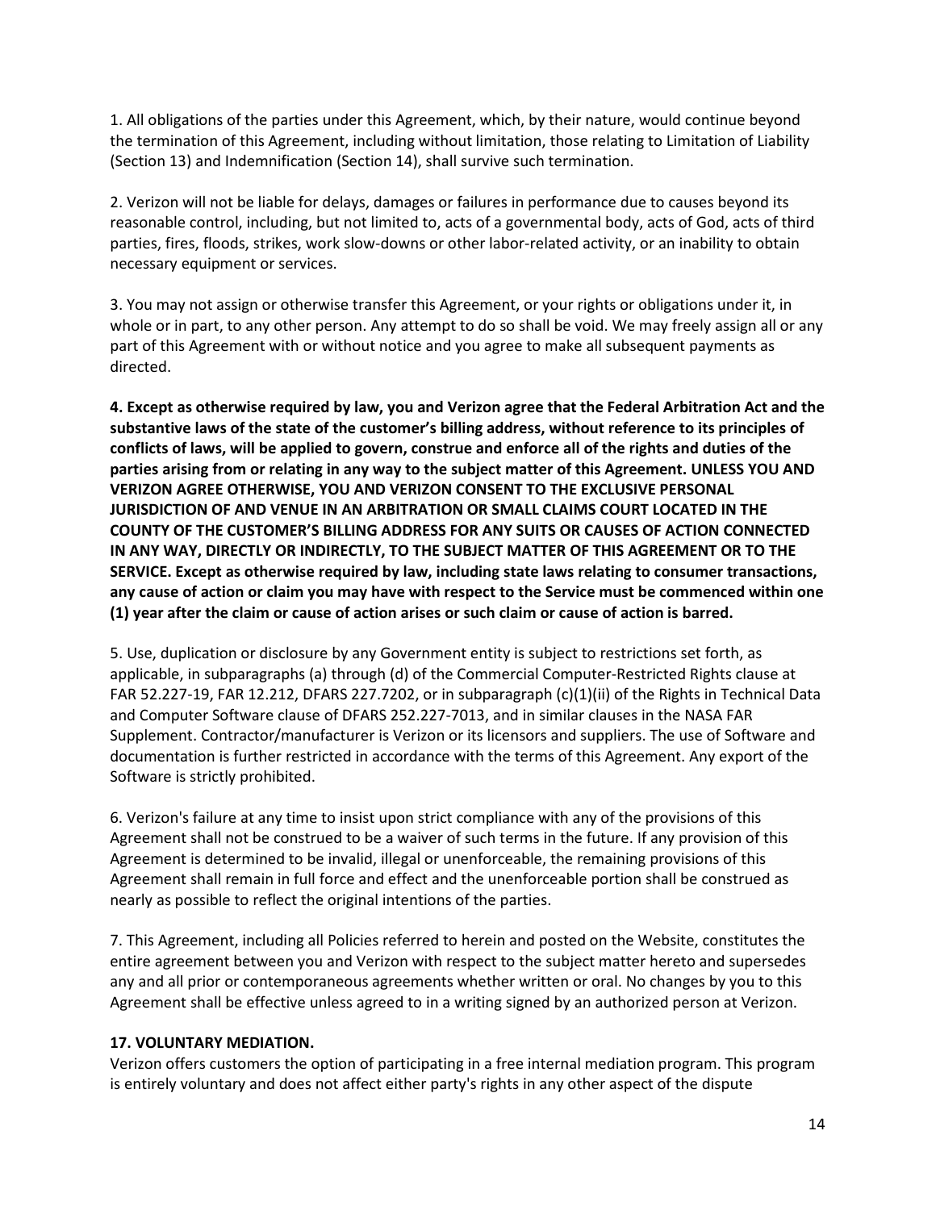1. All obligations of the parties under this Agreement, which, by their nature, would continue beyond the termination of this Agreement, including without limitation, those relating to Limitation of Liability (Section 13) and Indemnification (Section 14), shall survive such termination.

2. Verizon will not be liable for delays, damages or failures in performance due to causes beyond its reasonable control, including, but not limited to, acts of a governmental body, acts of God, acts of third parties, fires, floods, strikes, work slow-downs or other labor-related activity, or an inability to obtain necessary equipment or services.

3. You may not assign or otherwise transfer this Agreement, or your rights or obligations under it, in whole or in part, to any other person. Any attempt to do so shall be void. We may freely assign all or any part of this Agreement with or without notice and you agree to make all subsequent payments as directed.

**4. Except as otherwise required by law, you and Verizon agree that the Federal Arbitration Act and the substantive laws of the state of the customer's billing address, without reference to its principles of conflicts of laws, will be applied to govern, construe and enforce all of the rights and duties of the parties arising from or relating in any way to the subject matter of this Agreement. UNLESS YOU AND VERIZON AGREE OTHERWISE, YOU AND VERIZON CONSENT TO THE EXCLUSIVE PERSONAL JURISDICTION OF AND VENUE IN AN ARBITRATION OR SMALL CLAIMS COURT LOCATED IN THE COUNTY OF THE CUSTOMER'S BILLING ADDRESS FOR ANY SUITS OR CAUSES OF ACTION CONNECTED IN ANY WAY, DIRECTLY OR INDIRECTLY, TO THE SUBJECT MATTER OF THIS AGREEMENT OR TO THE SERVICE. Except as otherwise required by law, including state laws relating to consumer transactions, any cause of action or claim you may have with respect to the Service must be commenced within one (1) year after the claim or cause of action arises or such claim or cause of action is barred.**

5. Use, duplication or disclosure by any Government entity is subject to restrictions set forth, as applicable, in subparagraphs (a) through (d) of the Commercial Computer-Restricted Rights clause at FAR 52.227-19, FAR 12.212, DFARS 227.7202, or in subparagraph (c)(1)(ii) of the Rights in Technical Data and Computer Software clause of DFARS 252.227-7013, and in similar clauses in the NASA FAR Supplement. Contractor/manufacturer is Verizon or its licensors and suppliers. The use of Software and documentation is further restricted in accordance with the terms of this Agreement. Any export of the Software is strictly prohibited.

6. Verizon's failure at any time to insist upon strict compliance with any of the provisions of this Agreement shall not be construed to be a waiver of such terms in the future. If any provision of this Agreement is determined to be invalid, illegal or unenforceable, the remaining provisions of this Agreement shall remain in full force and effect and the unenforceable portion shall be construed as nearly as possible to reflect the original intentions of the parties.

7. This Agreement, including all Policies referred to herein and posted on the Website, constitutes the entire agreement between you and Verizon with respect to the subject matter hereto and supersedes any and all prior or contemporaneous agreements whether written or oral. No changes by you to this Agreement shall be effective unless agreed to in a writing signed by an authorized person at Verizon.

**17. VOLUNTARY MEDIATION.**

Verizon offers customers the option of participating in a free internal mediation program. This program is entirely voluntary and does not affect either party's rights in any other aspect of the dispute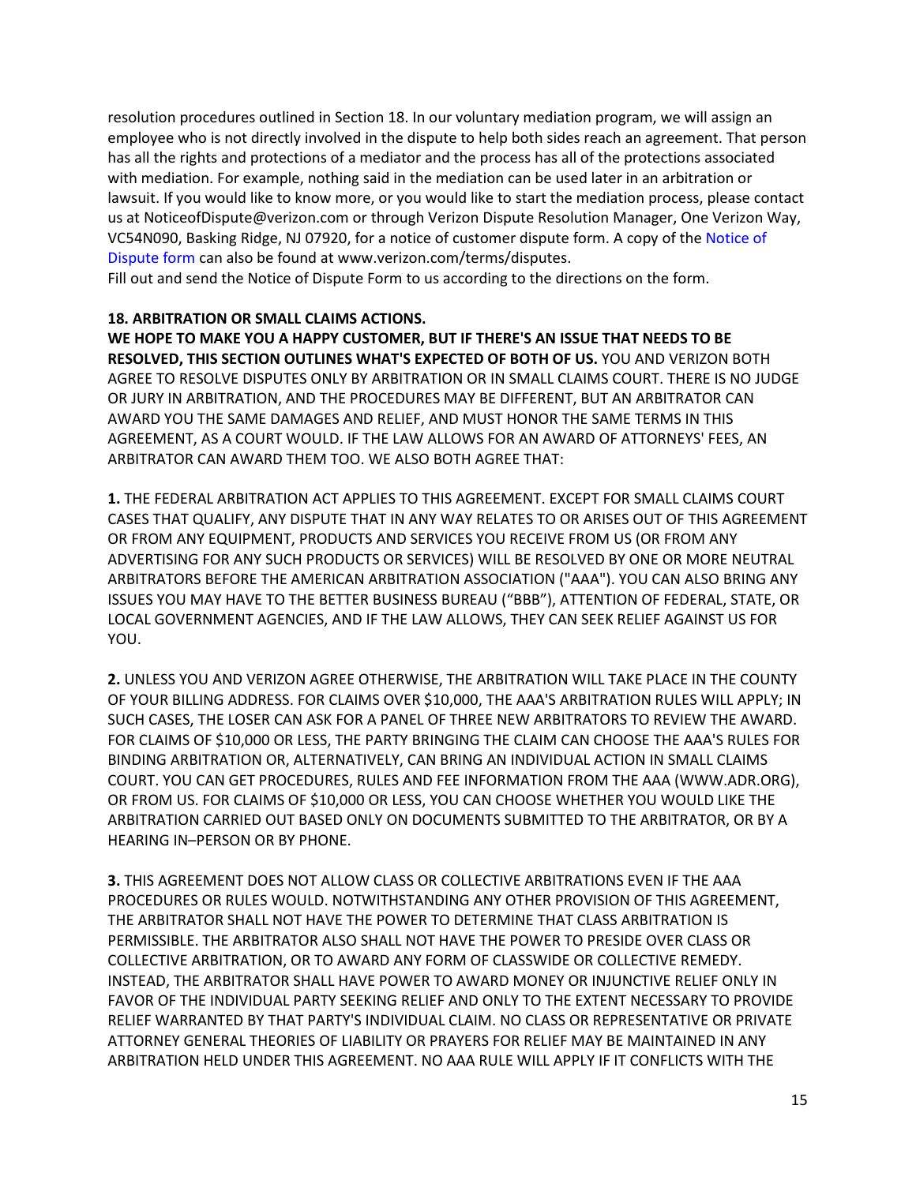resolution procedures outlined in Section 18. In our voluntary mediation program, we will assign an employee who is not directly involved in the dispute to help both sides reach an agreement. That person has all the rights and protections of a mediator and the process has all of the protections associated with mediation. For example, nothing said in the mediation can be used later in an arbitration or lawsuit. If you would like to know more, or you would like to start the mediation process, please contact us at NoticeofDispute@verizon.com or through Verizon Dispute Resolution Manager, One Verizon Way, VC54N090, Basking Ridge, NJ 07920, for a notice of customer dispute form. A copy of the Notice of Dispute form can also be found at www.verizon.com/terms/disputes.
Fill out and send the Notice of Dispute Form to us according to the directions on the form.

**18. ARBITRATION OR SMALL CLAIMS ACTIONS.**
**WE HOPE TO MAKE YOU A HAPPY CUSTOMER, BUT IF THERE'S AN ISSUE THAT NEEDS TO BE RESOLVED, THIS SECTION OUTLINES WHAT'S EXPECTED OF BOTH OF US.** YOU AND VERIZON BOTH AGREE TO RESOLVE DISPUTES ONLY BY ARBITRATION OR IN SMALL CLAIMS COURT. THERE IS NO JUDGE OR JURY IN ARBITRATION, AND THE PROCEDURES MAY BE DIFFERENT, BUT AN ARBITRATOR CAN AWARD YOU THE SAME DAMAGES AND RELIEF, AND MUST HONOR THE SAME TERMS IN THIS AGREEMENT, AS A COURT WOULD. IF THE LAW ALLOWS FOR AN AWARD OF ATTORNEYS' FEES, AN ARBITRATOR CAN AWARD THEM TOO. WE ALSO BOTH AGREE THAT:

**1.** THE FEDERAL ARBITRATION ACT APPLIES TO THIS AGREEMENT. EXCEPT FOR SMALL CLAIMS COURT CASES THAT QUALIFY, ANY DISPUTE THAT IN ANY WAY RELATES TO OR ARISES OUT OF THIS AGREEMENT OR FROM ANY EQUIPMENT, PRODUCTS AND SERVICES YOU RECEIVE FROM US (OR FROM ANY ADVERTISING FOR ANY SUCH PRODUCTS OR SERVICES) WILL BE RESOLVED BY ONE OR MORE NEUTRAL ARBITRATORS BEFORE THE AMERICAN ARBITRATION ASSOCIATION ("AAA"). YOU CAN ALSO BRING ANY ISSUES YOU MAY HAVE TO THE BETTER BUSINESS BUREAU ("BBB"), ATTENTION OF FEDERAL, STATE, OR LOCAL GOVERNMENT AGENCIES, AND IF THE LAW ALLOWS, THEY CAN SEEK RELIEF AGAINST US FOR YOU.

**2.** UNLESS YOU AND VERIZON AGREE OTHERWISE, THE ARBITRATION WILL TAKE PLACE IN THE COUNTY OF YOUR BILLING ADDRESS. FOR CLAIMS OVER $10,000, THE AAA'S ARBITRATION RULES WILL APPLY; IN SUCH CASES, THE LOSER CAN ASK FOR A PANEL OF THREE NEW ARBITRATORS TO REVIEW THE AWARD. FOR CLAIMS OF $10,000 OR LESS, THE PARTY BRINGING THE CLAIM CAN CHOOSE THE AAA'S RULES FOR BINDING ARBITRATION OR, ALTERNATIVELY, CAN BRING AN INDIVIDUAL ACTION IN SMALL CLAIMS COURT. YOU CAN GET PROCEDURES, RULES AND FEE INFORMATION FROM THE AAA (WWW.ADR.ORG), OR FROM US. FOR CLAIMS OF $10,000 OR LESS, YOU CAN CHOOSE WHETHER YOU WOULD LIKE THE ARBITRATION CARRIED OUT BASED ONLY ON DOCUMENTS SUBMITTED TO THE ARBITRATOR, OR BY A HEARING IN–PERSON OR BY PHONE.

**3.** THIS AGREEMENT DOES NOT ALLOW CLASS OR COLLECTIVE ARBITRATIONS EVEN IF THE AAA PROCEDURES OR RULES WOULD. NOTWITHSTANDING ANY OTHER PROVISION OF THIS AGREEMENT, THE ARBITRATOR SHALL NOT HAVE THE POWER TO DETERMINE THAT CLASS ARBITRATION IS PERMISSIBLE. THE ARBITRATOR ALSO SHALL NOT HAVE THE POWER TO PRESIDE OVER CLASS OR COLLECTIVE ARBITRATION, OR TO AWARD ANY FORM OF CLASSWIDE OR COLLECTIVE REMEDY. INSTEAD, THE ARBITRATOR SHALL HAVE POWER TO AWARD MONEY OR INJUNCTIVE RELIEF ONLY IN FAVOR OF THE INDIVIDUAL PARTY SEEKING RELIEF AND ONLY TO THE EXTENT NECESSARY TO PROVIDE RELIEF WARRANTED BY THAT PARTY'S INDIVIDUAL CLAIM. NO CLASS OR REPRESENTATIVE OR PRIVATE ATTORNEY GENERAL THEORIES OF LIABILITY OR PRAYERS FOR RELIEF MAY BE MAINTAINED IN ANY ARBITRATION HELD UNDER THIS AGREEMENT. NO AAA RULE WILL APPLY IF IT CONFLICTS WITH THE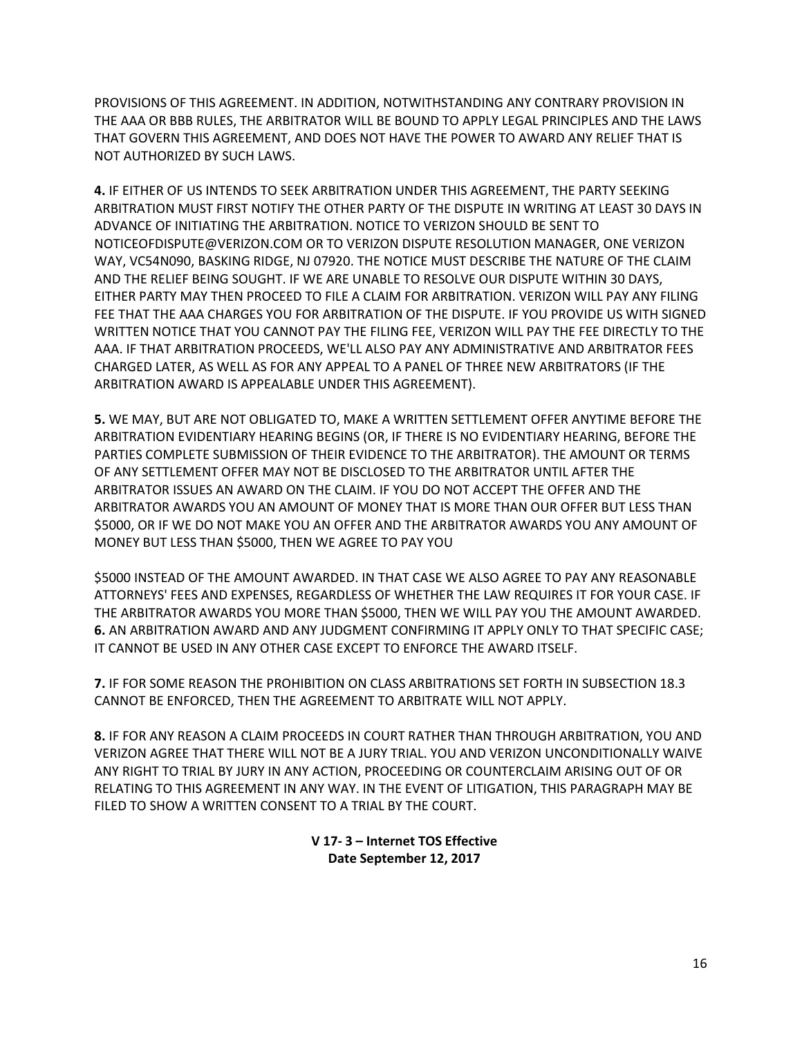PROVISIONS OF THIS AGREEMENT. IN ADDITION, NOTWITHSTANDING ANY CONTRARY PROVISION IN THE AAA OR BBB RULES, THE ARBITRATOR WILL BE BOUND TO APPLY LEGAL PRINCIPLES AND THE LAWS THAT GOVERN THIS AGREEMENT, AND DOES NOT HAVE THE POWER TO AWARD ANY RELIEF THAT IS NOT AUTHORIZED BY SUCH LAWS.

**4.** IF EITHER OF US INTENDS TO SEEK ARBITRATION UNDER THIS AGREEMENT, THE PARTY SEEKING ARBITRATION MUST FIRST NOTIFY THE OTHER PARTY OF THE DISPUTE IN WRITING AT LEAST 30 DAYS IN ADVANCE OF INITIATING THE ARBITRATION. NOTICE TO VERIZON SHOULD BE SENT TO NOTICEOFDISPUTE@VERIZON.COM OR TO VERIZON DISPUTE RESOLUTION MANAGER, ONE VERIZON WAY, VC54N090, BASKING RIDGE, NJ 07920. THE NOTICE MUST DESCRIBE THE NATURE OF THE CLAIM AND THE RELIEF BEING SOUGHT. IF WE ARE UNABLE TO RESOLVE OUR DISPUTE WITHIN 30 DAYS, EITHER PARTY MAY THEN PROCEED TO FILE A CLAIM FOR ARBITRATION. VERIZON WILL PAY ANY FILING FEE THAT THE AAA CHARGES YOU FOR ARBITRATION OF THE DISPUTE. IF YOU PROVIDE US WITH SIGNED WRITTEN NOTICE THAT YOU CANNOT PAY THE FILING FEE, VERIZON WILL PAY THE FEE DIRECTLY TO THE AAA. IF THAT ARBITRATION PROCEEDS, WE'LL ALSO PAY ANY ADMINISTRATIVE AND ARBITRATOR FEES CHARGED LATER, AS WELL AS FOR ANY APPEAL TO A PANEL OF THREE NEW ARBITRATORS (IF THE ARBITRATION AWARD IS APPEALABLE UNDER THIS AGREEMENT).

**5.** WE MAY, BUT ARE NOT OBLIGATED TO, MAKE A WRITTEN SETTLEMENT OFFER ANYTIME BEFORE THE ARBITRATION EVIDENTIARY HEARING BEGINS (OR, IF THERE IS NO EVIDENTIARY HEARING, BEFORE THE PARTIES COMPLETE SUBMISSION OF THEIR EVIDENCE TO THE ARBITRATOR). THE AMOUNT OR TERMS OF ANY SETTLEMENT OFFER MAY NOT BE DISCLOSED TO THE ARBITRATOR UNTIL AFTER THE ARBITRATOR ISSUES AN AWARD ON THE CLAIM. IF YOU DO NOT ACCEPT THE OFFER AND THE ARBITRATOR AWARDS YOU AN AMOUNT OF MONEY THAT IS MORE THAN OUR OFFER BUT LESS THAN $5000, OR IF WE DO NOT MAKE YOU AN OFFER AND THE ARBITRATOR AWARDS YOU ANY AMOUNT OF MONEY BUT LESS THAN $5000, THEN WE AGREE TO PAY YOU

$5000 INSTEAD OF THE AMOUNT AWARDED. IN THAT CASE WE ALSO AGREE TO PAY ANY REASONABLE ATTORNEYS' FEES AND EXPENSES, REGARDLESS OF WHETHER THE LAW REQUIRES IT FOR YOUR CASE. IF THE ARBITRATOR AWARDS YOU MORE THAN $5000, THEN WE WILL PAY YOU THE AMOUNT AWARDED.
**6.** AN ARBITRATION AWARD AND ANY JUDGMENT CONFIRMING IT APPLY ONLY TO THAT SPECIFIC CASE; IT CANNOT BE USED IN ANY OTHER CASE EXCEPT TO ENFORCE THE AWARD ITSELF.

**7.** IF FOR SOME REASON THE PROHIBITION ON CLASS ARBITRATIONS SET FORTH IN SUBSECTION 18.3 CANNOT BE ENFORCED, THEN THE AGREEMENT TO ARBITRATE WILL NOT APPLY.

**8.** IF FOR ANY REASON A CLAIM PROCEEDS IN COURT RATHER THAN THROUGH ARBITRATION, YOU AND VERIZON AGREE THAT THERE WILL NOT BE A JURY TRIAL. YOU AND VERIZON UNCONDITIONALLY WAIVE ANY RIGHT TO TRIAL BY JURY IN ANY ACTION, PROCEEDING OR COUNTERCLAIM ARISING OUT OF OR RELATING TO THIS AGREEMENT IN ANY WAY. IN THE EVENT OF LITIGATION, THIS PARAGRAPH MAY BE FILED TO SHOW A WRITTEN CONSENT TO A TRIAL BY THE COURT.

**V 17- 3 – Internet TOS Effective Date September 12, 2017**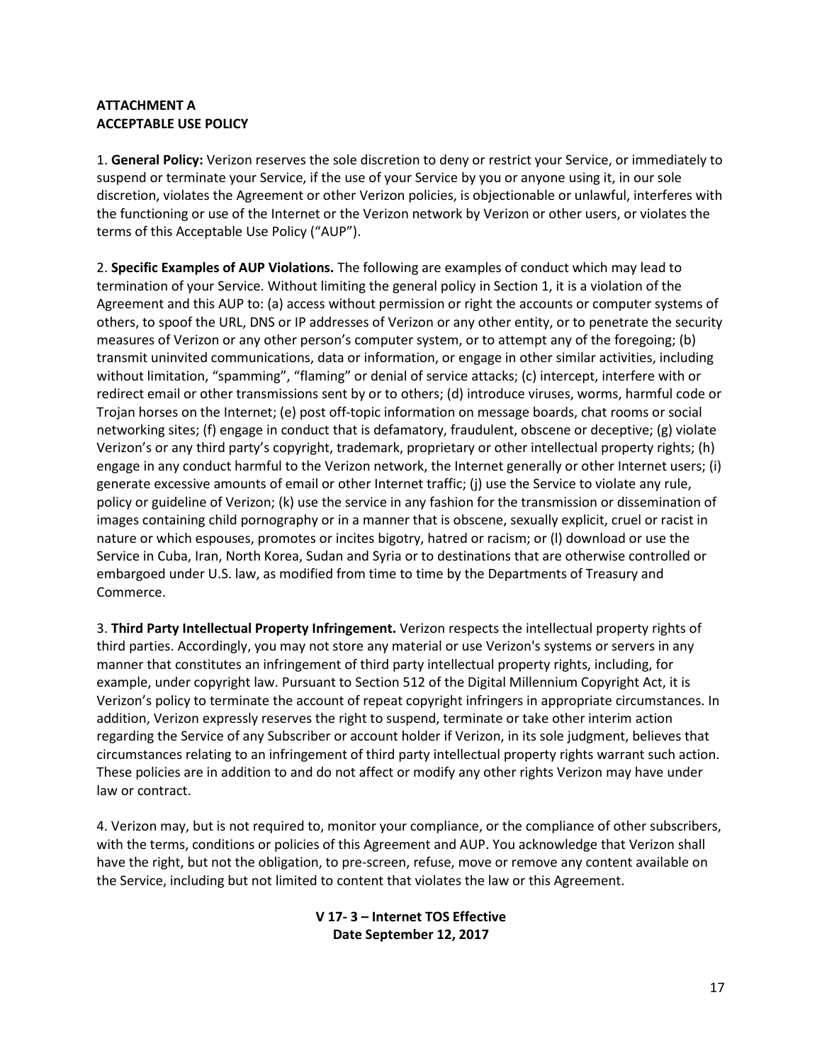## ATTACHMENT A
## ACCEPTABLE USE POLICY

1. **General Policy:** Verizon reserves the sole discretion to deny or restrict your Service, or immediately to suspend or terminate your Service, if the use of your Service by you or anyone using it, in our sole discretion, violates the Agreement or other Verizon policies, is objectionable or unlawful, interferes with the functioning or use of the Internet or the Verizon network by Verizon or other users, or violates the terms of this Acceptable Use Policy ("AUP").

2. **Specific Examples of AUP Violations.** The following are examples of conduct which may lead to termination of your Service. Without limiting the general policy in Section 1, it is a violation of the Agreement and this AUP to: (a) access without permission or right the accounts or computer systems of others, to spoof the URL, DNS or IP addresses of Verizon or any other entity, or to penetrate the security measures of Verizon or any other person's computer system, or to attempt any of the foregoing; (b) transmit uninvited communications, data or information, or engage in other similar activities, including without limitation, "spamming", "flaming" or denial of service attacks; (c) intercept, interfere with or redirect email or other transmissions sent by or to others; (d) introduce viruses, worms, harmful code or Trojan horses on the Internet; (e) post off-topic information on message boards, chat rooms or social networking sites; (f) engage in conduct that is defamatory, fraudulent, obscene or deceptive; (g) violate Verizon's or any third party's copyright, trademark, proprietary or other intellectual property rights; (h) engage in any conduct harmful to the Verizon network, the Internet generally or other Internet users; (i) generate excessive amounts of email or other Internet traffic; (j) use the Service to violate any rule, policy or guideline of Verizon; (k) use the service in any fashion for the transmission or dissemination of images containing child pornography or in a manner that is obscene, sexually explicit, cruel or racist in nature or which espouses, promotes or incites bigotry, hatred or racism; or (l) download or use the Service in Cuba, Iran, North Korea, Sudan and Syria or to destinations that are otherwise controlled or embargoed under U.S. law, as modified from time to time by the Departments of Treasury and Commerce.

3. **Third Party Intellectual Property Infringement.** Verizon respects the intellectual property rights of third parties. Accordingly, you may not store any material or use Verizon's systems or servers in any manner that constitutes an infringement of third party intellectual property rights, including, for example, under copyright law. Pursuant to Section 512 of the Digital Millennium Copyright Act, it is Verizon's policy to terminate the account of repeat copyright infringers in appropriate circumstances. In addition, Verizon expressly reserves the right to suspend, terminate or take other interim action regarding the Service of any Subscriber or account holder if Verizon, in its sole judgment, believes that circumstances relating to an infringement of third party intellectual property rights warrant such action. These policies are in addition to and do not affect or modify any other rights Verizon may have under law or contract.

4. Verizon may, but is not required to, monitor your compliance, or the compliance of other subscribers, with the terms, conditions or policies of this Agreement and AUP. You acknowledge that Verizon shall have the right, but not the obligation, to pre-screen, refuse, move or remove any content available on the Service, including but not limited to content that violates the law or this Agreement.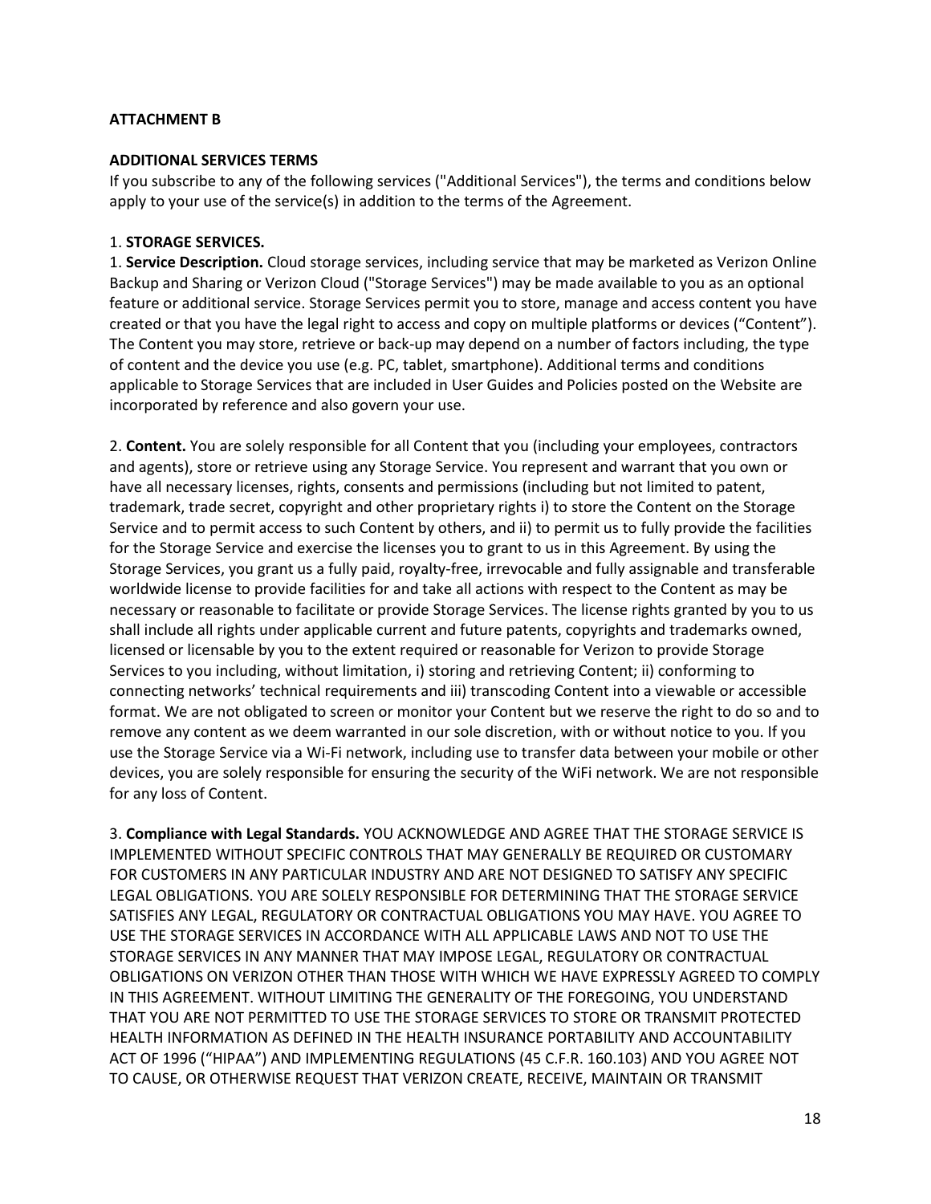**ATTACHMENT B**

**ADDITIONAL SERVICES TERMS**

If you subscribe to any of the following services ("Additional Services"), the terms and conditions below apply to your use of the service(s) in addition to the terms of the Agreement.

1. **STORAGE SERVICES.**

1. **Service Description.** Cloud storage services, including service that may be marketed as Verizon Online Backup and Sharing or Verizon Cloud ("Storage Services") may be made available to you as an optional feature or additional service. Storage Services permit you to store, manage and access content you have created or that you have the legal right to access and copy on multiple platforms or devices ("Content"). The Content you may store, retrieve or back-up may depend on a number of factors including, the type of content and the device you use (e.g. PC, tablet, smartphone). Additional terms and conditions applicable to Storage Services that are included in User Guides and Policies posted on the Website are incorporated by reference and also govern your use.

2. **Content.** You are solely responsible for all Content that you (including your employees, contractors and agents), store or retrieve using any Storage Service. You represent and warrant that you own or have all necessary licenses, rights, consents and permissions (including but not limited to patent, trademark, trade secret, copyright and other proprietary rights i) to store the Content on the Storage Service and to permit access to such Content by others, and ii) to permit us to fully provide the facilities for the Storage Service and exercise the licenses you to grant to us in this Agreement. By using the Storage Services, you grant us a fully paid, royalty-free, irrevocable and fully assignable and transferable worldwide license to provide facilities for and take all actions with respect to the Content as may be necessary or reasonable to facilitate or provide Storage Services. The license rights granted by you to us shall include all rights under applicable current and future patents, copyrights and trademarks owned, licensed or licensable by you to the extent required or reasonable for Verizon to provide Storage Services to you including, without limitation, i) storing and retrieving Content; ii) conforming to connecting networks' technical requirements and iii) transcoding Content into a viewable or accessible format. We are not obligated to screen or monitor your Content but we reserve the right to do so and to remove any content as we deem warranted in our sole discretion, with or without notice to you. If you use the Storage Service via a Wi-Fi network, including use to transfer data between your mobile or other devices, you are solely responsible for ensuring the security of the WiFi network. We are not responsible for any loss of Content.

3. **Compliance with Legal Standards.** YOU ACKNOWLEDGE AND AGREE THAT THE STORAGE SERVICE IS IMPLEMENTED WITHOUT SPECIFIC CONTROLS THAT MAY GENERALLY BE REQUIRED OR CUSTOMARY FOR CUSTOMERS IN ANY PARTICULAR INDUSTRY AND ARE NOT DESIGNED TO SATISFY ANY SPECIFIC LEGAL OBLIGATIONS. YOU ARE SOLELY RESPONSIBLE FOR DETERMINING THAT THE STORAGE SERVICE SATISFIES ANY LEGAL, REGULATORY OR CONTRACTUAL OBLIGATIONS YOU MAY HAVE. YOU AGREE TO USE THE STORAGE SERVICES IN ACCORDANCE WITH ALL APPLICABLE LAWS AND NOT TO USE THE STORAGE SERVICES IN ANY MANNER THAT MAY IMPOSE LEGAL, REGULATORY OR CONTRACTUAL OBLIGATIONS ON VERIZON OTHER THAN THOSE WITH WHICH WE HAVE EXPRESSLY AGREED TO COMPLY IN THIS AGREEMENT. WITHOUT LIMITING THE GENERALITY OF THE FOREGOING, YOU UNDERSTAND THAT YOU ARE NOT PERMITTED TO USE THE STORAGE SERVICES TO STORE OR TRANSMIT PROTECTED HEALTH INFORMATION AS DEFINED IN THE HEALTH INSURANCE PORTABILITY AND ACCOUNTABILITY ACT OF 1996 ("HIPAA") AND IMPLEMENTING REGULATIONS (45 C.F.R. 160.103) AND YOU AGREE NOT TO CAUSE, OR OTHERWISE REQUEST THAT VERIZON CREATE, RECEIVE, MAINTAIN OR TRANSMIT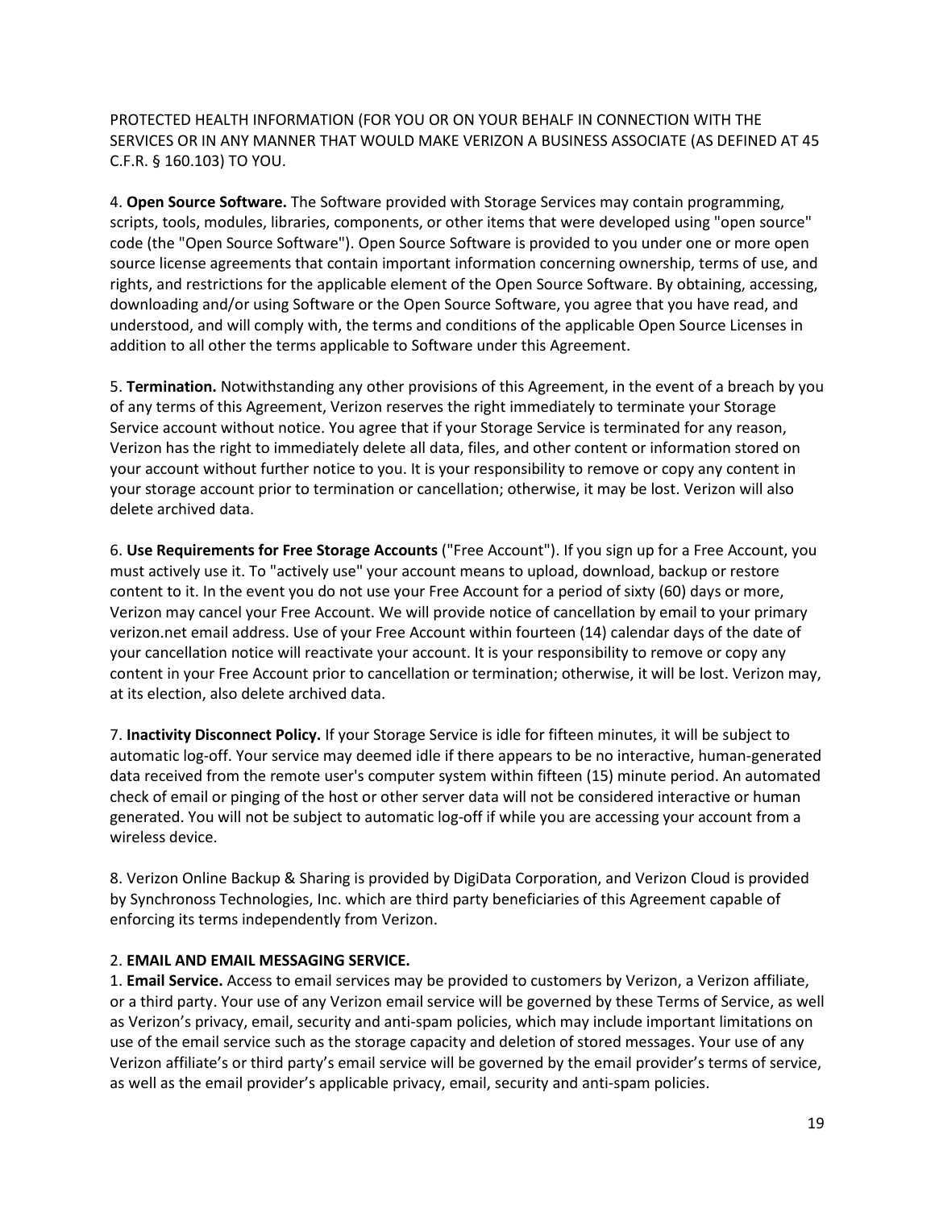PROTECTED HEALTH INFORMATION (FOR YOU OR ON YOUR BEHALF IN CONNECTION WITH THE SERVICES OR IN ANY MANNER THAT WOULD MAKE VERIZON A BUSINESS ASSOCIATE (AS DEFINED AT 45 C.F.R. § 160.103) TO YOU.

4. **Open Source Software.** The Software provided with Storage Services may contain programming, scripts, tools, modules, libraries, components, or other items that were developed using "open source" code (the "Open Source Software"). Open Source Software is provided to you under one or more open source license agreements that contain important information concerning ownership, terms of use, and rights, and restrictions for the applicable element of the Open Source Software. By obtaining, accessing, downloading and/or using Software or the Open Source Software, you agree that you have read, and understood, and will comply with, the terms and conditions of the applicable Open Source Licenses in addition to all other the terms applicable to Software under this Agreement.

5. **Termination.** Notwithstanding any other provisions of this Agreement, in the event of a breach by you of any terms of this Agreement, Verizon reserves the right immediately to terminate your Storage Service account without notice. You agree that if your Storage Service is terminated for any reason, Verizon has the right to immediately delete all data, files, and other content or information stored on your account without further notice to you. It is your responsibility to remove or copy any content in your storage account prior to termination or cancellation; otherwise, it may be lost. Verizon will also delete archived data.

6. **Use Requirements for Free Storage Accounts** ("Free Account"). If you sign up for a Free Account, you must actively use it. To "actively use" your account means to upload, download, backup or restore content to it. In the event you do not use your Free Account for a period of sixty (60) days or more, Verizon may cancel your Free Account. We will provide notice of cancellation by email to your primary verizon.net email address. Use of your Free Account within fourteen (14) calendar days of the date of your cancellation notice will reactivate your account. It is your responsibility to remove or copy any content in your Free Account prior to cancellation or termination; otherwise, it will be lost. Verizon may, at its election, also delete archived data.

7. **Inactivity Disconnect Policy.** If your Storage Service is idle for fifteen minutes, it will be subject to automatic log-off. Your service may deemed idle if there appears to be no interactive, human-generated data received from the remote user's computer system within fifteen (15) minute period. An automated check of email or pinging of the host or other server data will not be considered interactive or human generated. You will not be subject to automatic log-off if while you are accessing your account from a wireless device.

8. Verizon Online Backup & Sharing is provided by DigiData Corporation, and Verizon Cloud is provided by Synchronoss Technologies, Inc. which are third party beneficiaries of this Agreement capable of enforcing its terms independently from Verizon.

2. **EMAIL AND EMAIL MESSAGING SERVICE.**

1. **Email Service.** Access to email services may be provided to customers by Verizon, a Verizon affiliate, or a third party. Your use of any Verizon email service will be governed by these Terms of Service, as well as Verizon's privacy, email, security and anti-spam policies, which may include important limitations on use of the email service such as the storage capacity and deletion of stored messages. Your use of any Verizon affiliate's or third party's email service will be governed by the email provider's terms of service, as well as the email provider's applicable privacy, email, security and anti-spam policies.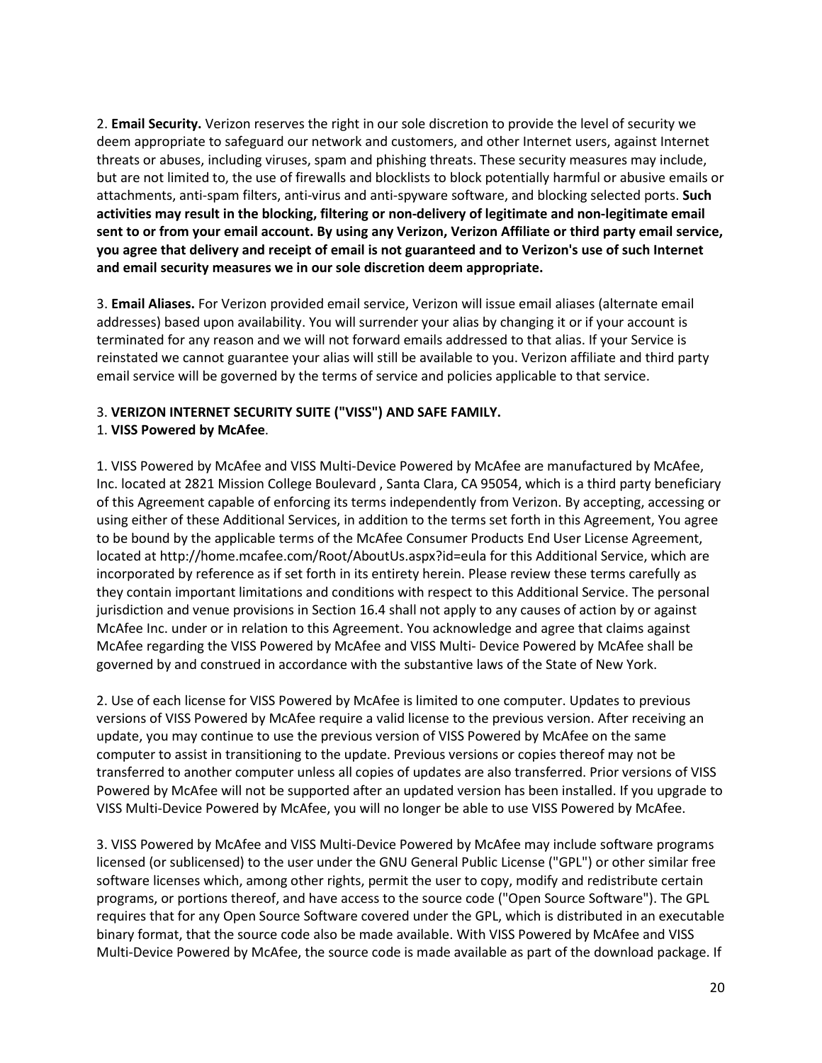2. **Email Security.** Verizon reserves the right in our sole discretion to provide the level of security we deem appropriate to safeguard our network and customers, and other Internet users, against Internet threats or abuses, including viruses, spam and phishing threats. These security measures may include, but are not limited to, the use of firewalls and blocklists to block potentially harmful or abusive emails or attachments, anti-spam filters, anti-virus and anti-spyware software, and blocking selected ports. **Such activities may result in the blocking, filtering or non-delivery of legitimate and non-legitimate email sent to or from your email account. By using any Verizon, Verizon Affiliate or third party email service, you agree that delivery and receipt of email is not guaranteed and to Verizon's use of such Internet and email security measures we in our sole discretion deem appropriate.**

3. **Email Aliases.** For Verizon provided email service, Verizon will issue email aliases (alternate email addresses) based upon availability. You will surrender your alias by changing it or if your account is terminated for any reason and we will not forward emails addressed to that alias. If your Service is reinstated we cannot guarantee your alias will still be available to you. Verizon affiliate and third party email service will be governed by the terms of service and policies applicable to that service.

3. **VERIZON INTERNET SECURITY SUITE ("VISS") AND SAFE FAMILY.**

1. **VISS Powered by McAfee**.

1. VISS Powered by McAfee and VISS Multi-Device Powered by McAfee are manufactured by McAfee, Inc. located at 2821 Mission College Boulevard , Santa Clara, CA 95054, which is a third party beneficiary of this Agreement capable of enforcing its terms independently from Verizon. By accepting, accessing or using either of these Additional Services, in addition to the terms set forth in this Agreement, You agree to be bound by the applicable terms of the McAfee Consumer Products End User License Agreement, located at http://home.mcafee.com/Root/AboutUs.aspx?id=eula for this Additional Service, which are incorporated by reference as if set forth in its entirety herein. Please review these terms carefully as they contain important limitations and conditions with respect to this Additional Service. The personal jurisdiction and venue provisions in Section 16.4 shall not apply to any causes of action by or against McAfee Inc. under or in relation to this Agreement. You acknowledge and agree that claims against McAfee regarding the VISS Powered by McAfee and VISS Multi- Device Powered by McAfee shall be governed by and construed in accordance with the substantive laws of the State of New York.

2. Use of each license for VISS Powered by McAfee is limited to one computer. Updates to previous versions of VISS Powered by McAfee require a valid license to the previous version. After receiving an update, you may continue to use the previous version of VISS Powered by McAfee on the same computer to assist in transitioning to the update. Previous versions or copies thereof may not be transferred to another computer unless all copies of updates are also transferred. Prior versions of VISS Powered by McAfee will not be supported after an updated version has been installed. If you upgrade to VISS Multi-Device Powered by McAfee, you will no longer be able to use VISS Powered by McAfee.

3. VISS Powered by McAfee and VISS Multi-Device Powered by McAfee may include software programs licensed (or sublicensed) to the user under the GNU General Public License ("GPL") or other similar free software licenses which, among other rights, permit the user to copy, modify and redistribute certain programs, or portions thereof, and have access to the source code ("Open Source Software"). The GPL requires that for any Open Source Software covered under the GPL, which is distributed in an executable binary format, that the source code also be made available. With VISS Powered by McAfee and VISS Multi-Device Powered by McAfee, the source code is made available as part of the download package. If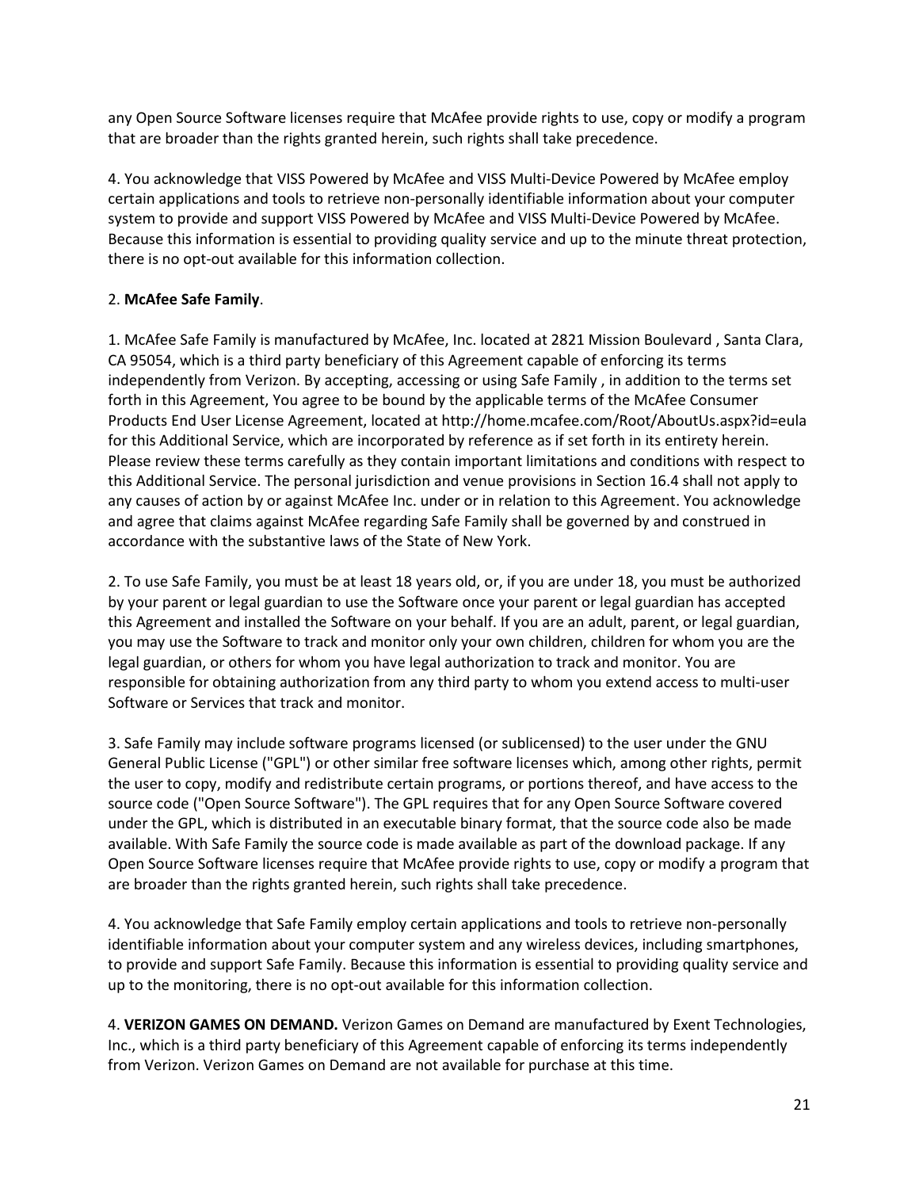any Open Source Software licenses require that McAfee provide rights to use, copy or modify a program that are broader than the rights granted herein, such rights shall take precedence.

4. You acknowledge that VISS Powered by McAfee and VISS Multi-Device Powered by McAfee employ certain applications and tools to retrieve non-personally identifiable information about your computer system to provide and support VISS Powered by McAfee and VISS Multi-Device Powered by McAfee. Because this information is essential to providing quality service and up to the minute threat protection, there is no opt-out available for this information collection.

2. **McAfee Safe Family**.

1. McAfee Safe Family is manufactured by McAfee, Inc. located at 2821 Mission Boulevard , Santa Clara, CA 95054, which is a third party beneficiary of this Agreement capable of enforcing its terms independently from Verizon. By accepting, accessing or using Safe Family , in addition to the terms set forth in this Agreement, You agree to be bound by the applicable terms of the McAfee Consumer Products End User License Agreement, located at http://home.mcafee.com/Root/AboutUs.aspx?id=eula for this Additional Service, which are incorporated by reference as if set forth in its entirety herein. Please review these terms carefully as they contain important limitations and conditions with respect to this Additional Service. The personal jurisdiction and venue provisions in Section 16.4 shall not apply to any causes of action by or against McAfee Inc. under or in relation to this Agreement. You acknowledge and agree that claims against McAfee regarding Safe Family shall be governed by and construed in accordance with the substantive laws of the State of New York.

2. To use Safe Family, you must be at least 18 years old, or, if you are under 18, you must be authorized by your parent or legal guardian to use the Software once your parent or legal guardian has accepted this Agreement and installed the Software on your behalf. If you are an adult, parent, or legal guardian, you may use the Software to track and monitor only your own children, children for whom you are the legal guardian, or others for whom you have legal authorization to track and monitor. You are responsible for obtaining authorization from any third party to whom you extend access to multi-user Software or Services that track and monitor.

3. Safe Family may include software programs licensed (or sublicensed) to the user under the GNU General Public License ("GPL") or other similar free software licenses which, among other rights, permit the user to copy, modify and redistribute certain programs, or portions thereof, and have access to the source code ("Open Source Software"). The GPL requires that for any Open Source Software covered under the GPL, which is distributed in an executable binary format, that the source code also be made available. With Safe Family the source code is made available as part of the download package. If any Open Source Software licenses require that McAfee provide rights to use, copy or modify a program that are broader than the rights granted herein, such rights shall take precedence.

4. You acknowledge that Safe Family employ certain applications and tools to retrieve non-personally identifiable information about your computer system and any wireless devices, including smartphones, to provide and support Safe Family. Because this information is essential to providing quality service and up to the monitoring, there is no opt-out available for this information collection.

4. **VERIZON GAMES ON DEMAND.** Verizon Games on Demand are manufactured by Exent Technologies, Inc., which is a third party beneficiary of this Agreement capable of enforcing its terms independently from Verizon. Verizon Games on Demand are not available for purchase at this time.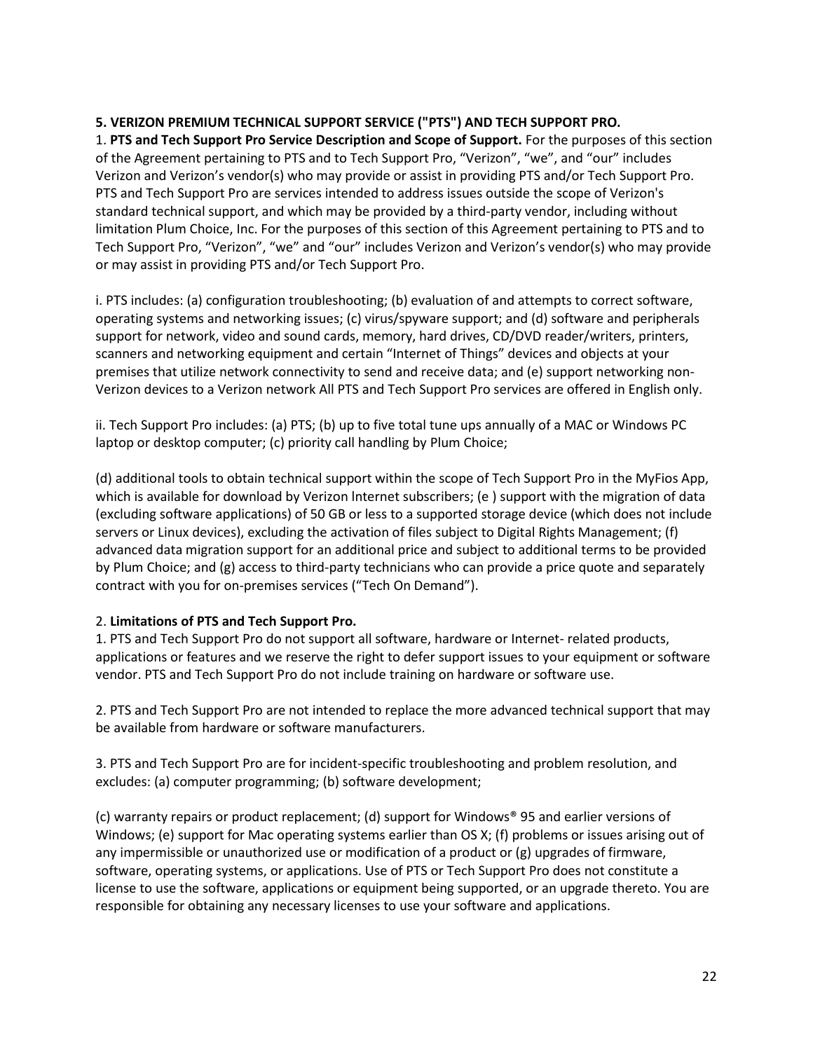**5. VERIZON PREMIUM TECHNICAL SUPPORT SERVICE ("PTS") AND TECH SUPPORT PRO.**

1. **PTS and Tech Support Pro Service Description and Scope of Support.** For the purposes of this section of the Agreement pertaining to PTS and to Tech Support Pro, “Verizon”, “we”, and “our” includes Verizon and Verizon’s vendor(s) who may provide or assist in providing PTS and/or Tech Support Pro. PTS and Tech Support Pro are services intended to address issues outside the scope of Verizon's standard technical support, and which may be provided by a third-party vendor, including without limitation Plum Choice, Inc. For the purposes of this section of this Agreement pertaining to PTS and to Tech Support Pro, “Verizon”, “we” and “our” includes Verizon and Verizon’s vendor(s) who may provide or may assist in providing PTS and/or Tech Support Pro.

i. PTS includes: (a) configuration troubleshooting; (b) evaluation of and attempts to correct software, operating systems and networking issues; (c) virus/spyware support; and (d) software and peripherals support for network, video and sound cards, memory, hard drives, CD/DVD reader/writers, printers, scanners and networking equipment and certain “Internet of Things” devices and objects at your premises that utilize network connectivity to send and receive data; and (e) support networking non-Verizon devices to a Verizon network All PTS and Tech Support Pro services are offered in English only.

ii. Tech Support Pro includes: (a) PTS; (b) up to five total tune ups annually of a MAC or Windows PC laptop or desktop computer; (c) priority call handling by Plum Choice;

(d) additional tools to obtain technical support within the scope of Tech Support Pro in the MyFios App, which is available for download by Verizon Internet subscribers; (e ) support with the migration of data (excluding software applications) of 50 GB or less to a supported storage device (which does not include servers or Linux devices), excluding the activation of files subject to Digital Rights Management; (f) advanced data migration support for an additional price and subject to additional terms to be provided by Plum Choice; and (g) access to third-party technicians who can provide a price quote and separately contract with you for on-premises services (“Tech On Demand”).

2. **Limitations of PTS and Tech Support Pro.**

1. PTS and Tech Support Pro do not support all software, hardware or Internet- related products, applications or features and we reserve the right to defer support issues to your equipment or software vendor. PTS and Tech Support Pro do not include training on hardware or software use.

2. PTS and Tech Support Pro are not intended to replace the more advanced technical support that may be available from hardware or software manufacturers.

3. PTS and Tech Support Pro are for incident-specific troubleshooting and problem resolution, and excludes: (a) computer programming; (b) software development;

(c) warranty repairs or product replacement; (d) support for Windows® 95 and earlier versions of Windows; (e) support for Mac operating systems earlier than OS X; (f) problems or issues arising out of any impermissible or unauthorized use or modification of a product or (g) upgrades of firmware, software, operating systems, or applications. Use of PTS or Tech Support Pro does not constitute a license to use the software, applications or equipment being supported, or an upgrade thereto. You are responsible for obtaining any necessary licenses to use your software and applications.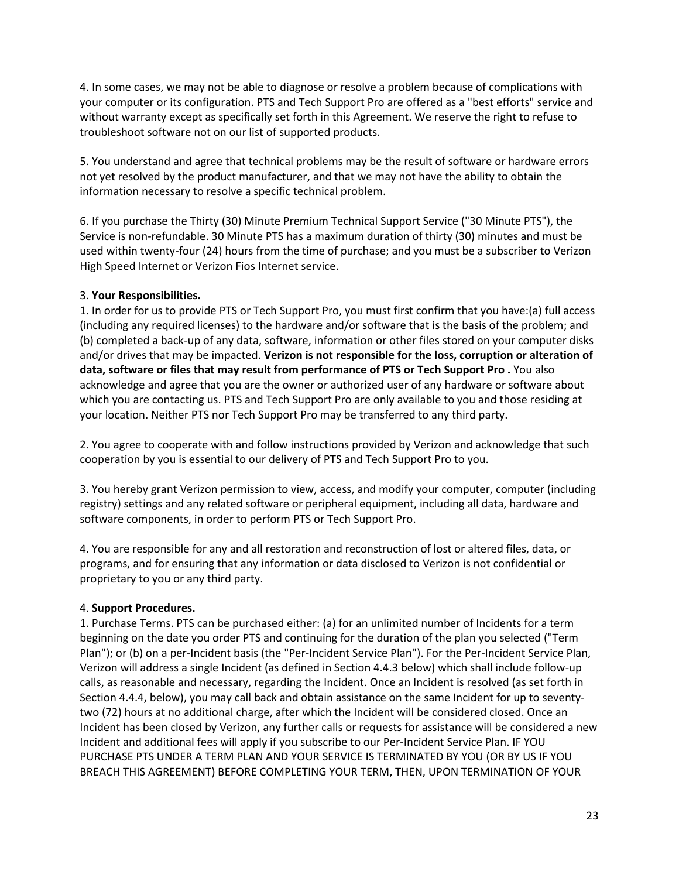4. In some cases, we may not be able to diagnose or resolve a problem because of complications with your computer or its configuration. PTS and Tech Support Pro are offered as a "best efforts" service and without warranty except as specifically set forth in this Agreement. We reserve the right to refuse to troubleshoot software not on our list of supported products.

5. You understand and agree that technical problems may be the result of software or hardware errors not yet resolved by the product manufacturer, and that we may not have the ability to obtain the information necessary to resolve a specific technical problem.

6. If you purchase the Thirty (30) Minute Premium Technical Support Service ("30 Minute PTS"), the Service is non-refundable. 30 Minute PTS has a maximum duration of thirty (30) minutes and must be used within twenty-four (24) hours from the time of purchase; and you must be a subscriber to Verizon High Speed Internet or Verizon Fios Internet service.

3. **Your Responsibilities.**

1. In order for us to provide PTS or Tech Support Pro, you must first confirm that you have:(a) full access (including any required licenses) to the hardware and/or software that is the basis of the problem; and (b) completed a back-up of any data, software, information or other files stored on your computer disks and/or drives that may be impacted. **Verizon is not responsible for the loss, corruption or alteration of data, software or files that may result from performance of PTS or Tech Support Pro .** You also acknowledge and agree that you are the owner or authorized user of any hardware or software about which you are contacting us. PTS and Tech Support Pro are only available to you and those residing at your location. Neither PTS nor Tech Support Pro may be transferred to any third party.

2. You agree to cooperate with and follow instructions provided by Verizon and acknowledge that such cooperation by you is essential to our delivery of PTS and Tech Support Pro to you.

3. You hereby grant Verizon permission to view, access, and modify your computer, computer (including registry) settings and any related software or peripheral equipment, including all data, hardware and software components, in order to perform PTS or Tech Support Pro.

4. You are responsible for any and all restoration and reconstruction of lost or altered files, data, or programs, and for ensuring that any information or data disclosed to Verizon is not confidential or proprietary to you or any third party.

4. **Support Procedures.**

1. Purchase Terms. PTS can be purchased either: (a) for an unlimited number of Incidents for a term beginning on the date you order PTS and continuing for the duration of the plan you selected ("Term Plan"); or (b) on a per-Incident basis (the "Per-Incident Service Plan"). For the Per-Incident Service Plan, Verizon will address a single Incident (as defined in Section 4.4.3 below) which shall include follow-up calls, as reasonable and necessary, regarding the Incident. Once an Incident is resolved (as set forth in Section 4.4.4, below), you may call back and obtain assistance on the same Incident for up to seventy-two (72) hours at no additional charge, after which the Incident will be considered closed. Once an Incident has been closed by Verizon, any further calls or requests for assistance will be considered a new Incident and additional fees will apply if you subscribe to our Per-Incident Service Plan. IF YOU PURCHASE PTS UNDER A TERM PLAN AND YOUR SERVICE IS TERMINATED BY YOU (OR BY US IF YOU BREACH THIS AGREEMENT) BEFORE COMPLETING YOUR TERM, THEN, UPON TERMINATION OF YOUR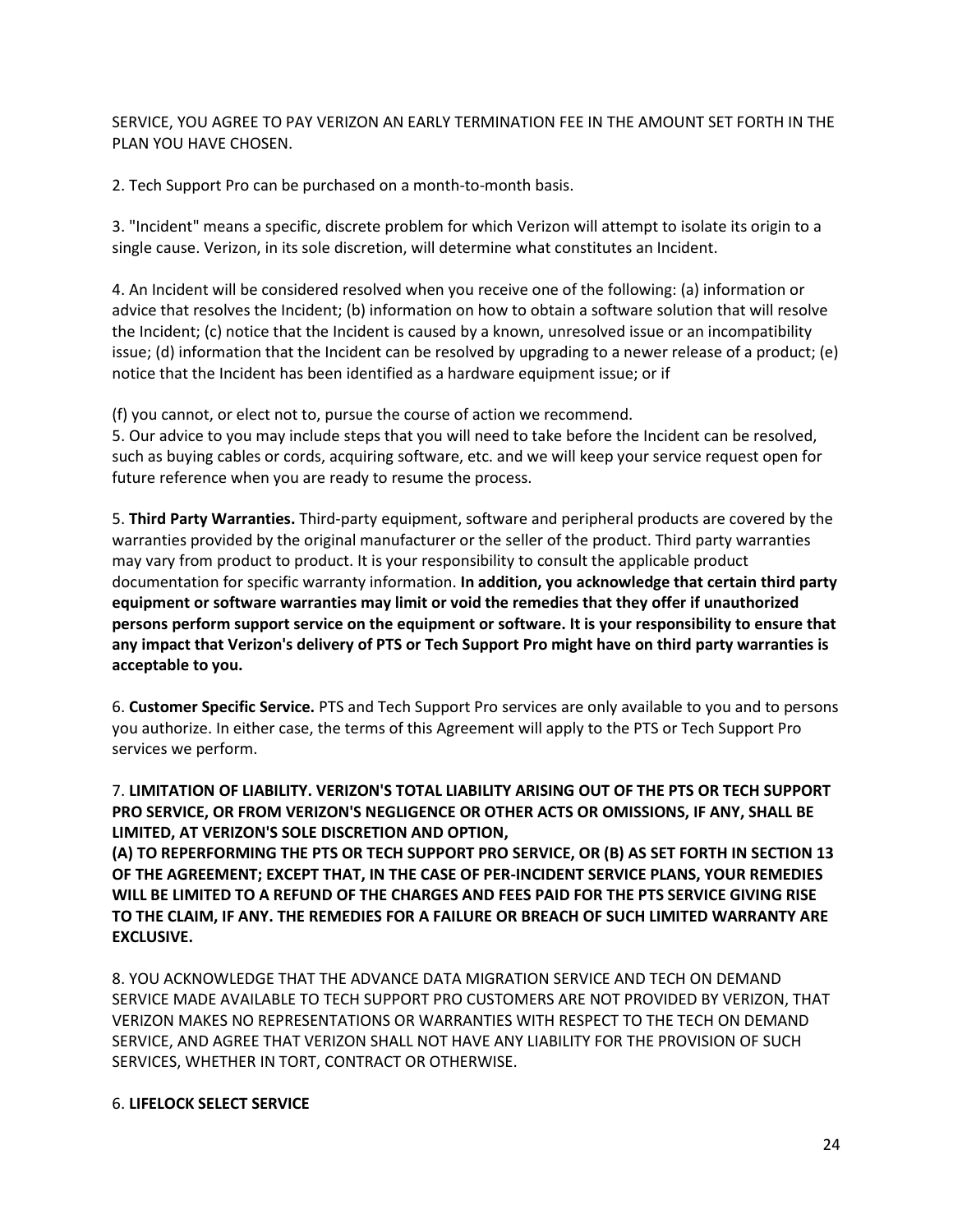SERVICE, YOU AGREE TO PAY VERIZON AN EARLY TERMINATION FEE IN THE AMOUNT SET FORTH IN THE PLAN YOU HAVE CHOSEN.

2. Tech Support Pro can be purchased on a month-to-month basis.

3. "Incident" means a specific, discrete problem for which Verizon will attempt to isolate its origin to a single cause. Verizon, in its sole discretion, will determine what constitutes an Incident.

4. An Incident will be considered resolved when you receive one of the following: (a) information or advice that resolves the Incident; (b) information on how to obtain a software solution that will resolve the Incident; (c) notice that the Incident is caused by a known, unresolved issue or an incompatibility issue; (d) information that the Incident can be resolved by upgrading to a newer release of a product; (e) notice that the Incident has been identified as a hardware equipment issue; or if

(f) you cannot, or elect not to, pursue the course of action we recommend.

5. Our advice to you may include steps that you will need to take before the Incident can be resolved, such as buying cables or cords, acquiring software, etc. and we will keep your service request open for future reference when you are ready to resume the process.

5. **Third Party Warranties.** Third-party equipment, software and peripheral products are covered by the warranties provided by the original manufacturer or the seller of the product. Third party warranties may vary from product to product. It is your responsibility to consult the applicable product documentation for specific warranty information. **In addition, you acknowledge that certain third party equipment or software warranties may limit or void the remedies that they offer if unauthorized persons perform support service on the equipment or software. It is your responsibility to ensure that any impact that Verizon's delivery of PTS or Tech Support Pro might have on third party warranties is acceptable to you.**

6. **Customer Specific Service.** PTS and Tech Support Pro services are only available to you and to persons you authorize. In either case, the terms of this Agreement will apply to the PTS or Tech Support Pro services we perform.

7. **LIMITATION OF LIABILITY. VERIZON'S TOTAL LIABILITY ARISING OUT OF THE PTS OR TECH SUPPORT PRO SERVICE, OR FROM VERIZON'S NEGLIGENCE OR OTHER ACTS OR OMISSIONS, IF ANY, SHALL BE LIMITED, AT VERIZON'S SOLE DISCRETION AND OPTION,**
**(A) TO REPERFORMING THE PTS OR TECH SUPPORT PRO SERVICE, OR (B) AS SET FORTH IN SECTION 13 OF THE AGREEMENT; EXCEPT THAT, IN THE CASE OF PER-INCIDENT SERVICE PLANS, YOUR REMEDIES WILL BE LIMITED TO A REFUND OF THE CHARGES AND FEES PAID FOR THE PTS SERVICE GIVING RISE TO THE CLAIM, IF ANY. THE REMEDIES FOR A FAILURE OR BREACH OF SUCH LIMITED WARRANTY ARE EXCLUSIVE.**

8. YOU ACKNOWLEDGE THAT THE ADVANCE DATA MIGRATION SERVICE AND TECH ON DEMAND SERVICE MADE AVAILABLE TO TECH SUPPORT PRO CUSTOMERS ARE NOT PROVIDED BY VERIZON, THAT VERIZON MAKES NO REPRESENTATIONS OR WARRANTIES WITH RESPECT TO THE TECH ON DEMAND SERVICE, AND AGREE THAT VERIZON SHALL NOT HAVE ANY LIABILITY FOR THE PROVISION OF SUCH SERVICES, WHETHER IN TORT, CONTRACT OR OTHERWISE.

6. **LIFELOCK SELECT SERVICE**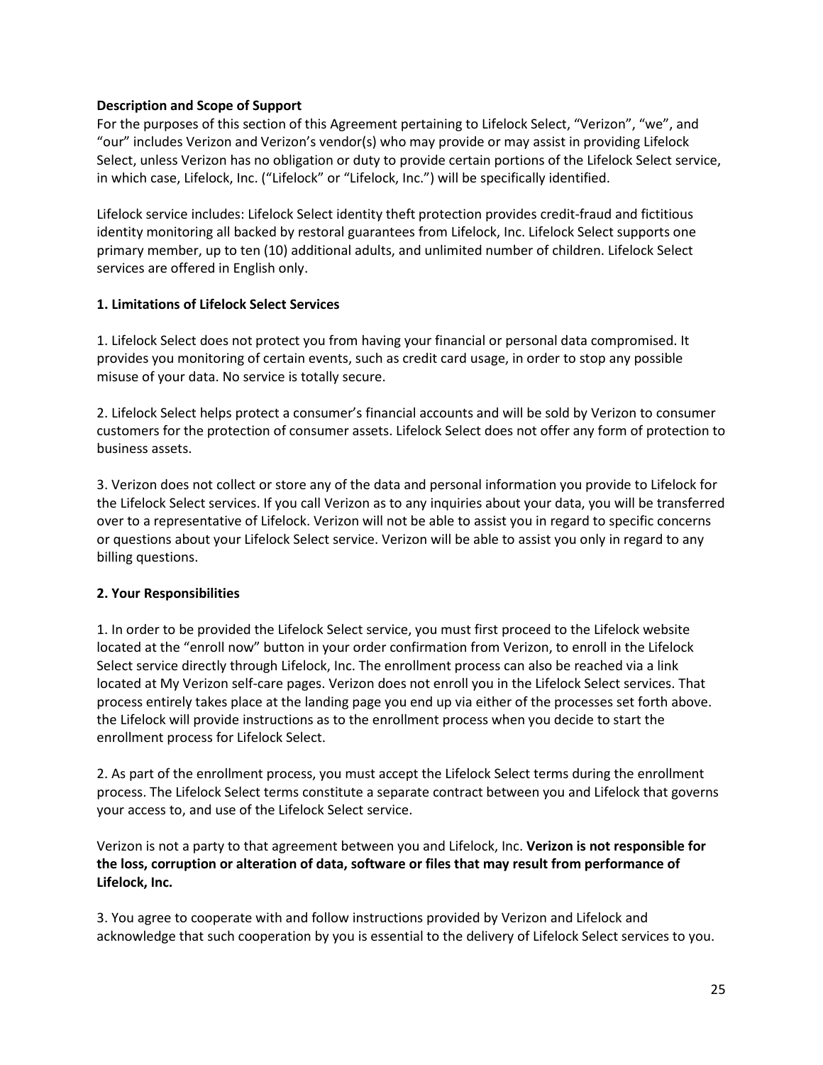**Description and Scope of Support**

For the purposes of this section of this Agreement pertaining to Lifelock Select, "Verizon", "we", and "our" includes Verizon and Verizon's vendor(s) who may provide or may assist in providing Lifelock Select, unless Verizon has no obligation or duty to provide certain portions of the Lifelock Select service, in which case, Lifelock, Inc. ("Lifelock" or "Lifelock, Inc.") will be specifically identified.

Lifelock service includes: Lifelock Select identity theft protection provides credit-fraud and fictitious identity monitoring all backed by restoral guarantees from Lifelock, Inc. Lifelock Select supports one primary member, up to ten (10) additional adults, and unlimited number of children. Lifelock Select services are offered in English only.

**1. Limitations of Lifelock Select Services**

1. Lifelock Select does not protect you from having your financial or personal data compromised. It provides you monitoring of certain events, such as credit card usage, in order to stop any possible misuse of your data. No service is totally secure.

2. Lifelock Select helps protect a consumer's financial accounts and will be sold by Verizon to consumer customers for the protection of consumer assets. Lifelock Select does not offer any form of protection to business assets.

3. Verizon does not collect or store any of the data and personal information you provide to Lifelock for the Lifelock Select services. If you call Verizon as to any inquiries about your data, you will be transferred over to a representative of Lifelock. Verizon will not be able to assist you in regard to specific concerns or questions about your Lifelock Select service. Verizon will be able to assist you only in regard to any billing questions.

**2. Your Responsibilities**

1. In order to be provided the Lifelock Select service, you must first proceed to the Lifelock website located at the "enroll now" button in your order confirmation from Verizon, to enroll in the Lifelock Select service directly through Lifelock, Inc. The enrollment process can also be reached via a link located at My Verizon self-care pages. Verizon does not enroll you in the Lifelock Select services. That process entirely takes place at the landing page you end up via either of the processes set forth above. the Lifelock will provide instructions as to the enrollment process when you decide to start the enrollment process for Lifelock Select.

2. As part of the enrollment process, you must accept the Lifelock Select terms during the enrollment process. The Lifelock Select terms constitute a separate contract between you and Lifelock that governs your access to, and use of the Lifelock Select service.

Verizon is not a party to that agreement between you and Lifelock, Inc. **Verizon is not responsible for the loss, corruption or alteration of data, software or files that may result from performance of Lifelock, Inc.**

3. You agree to cooperate with and follow instructions provided by Verizon and Lifelock and acknowledge that such cooperation by you is essential to the delivery of Lifelock Select services to you.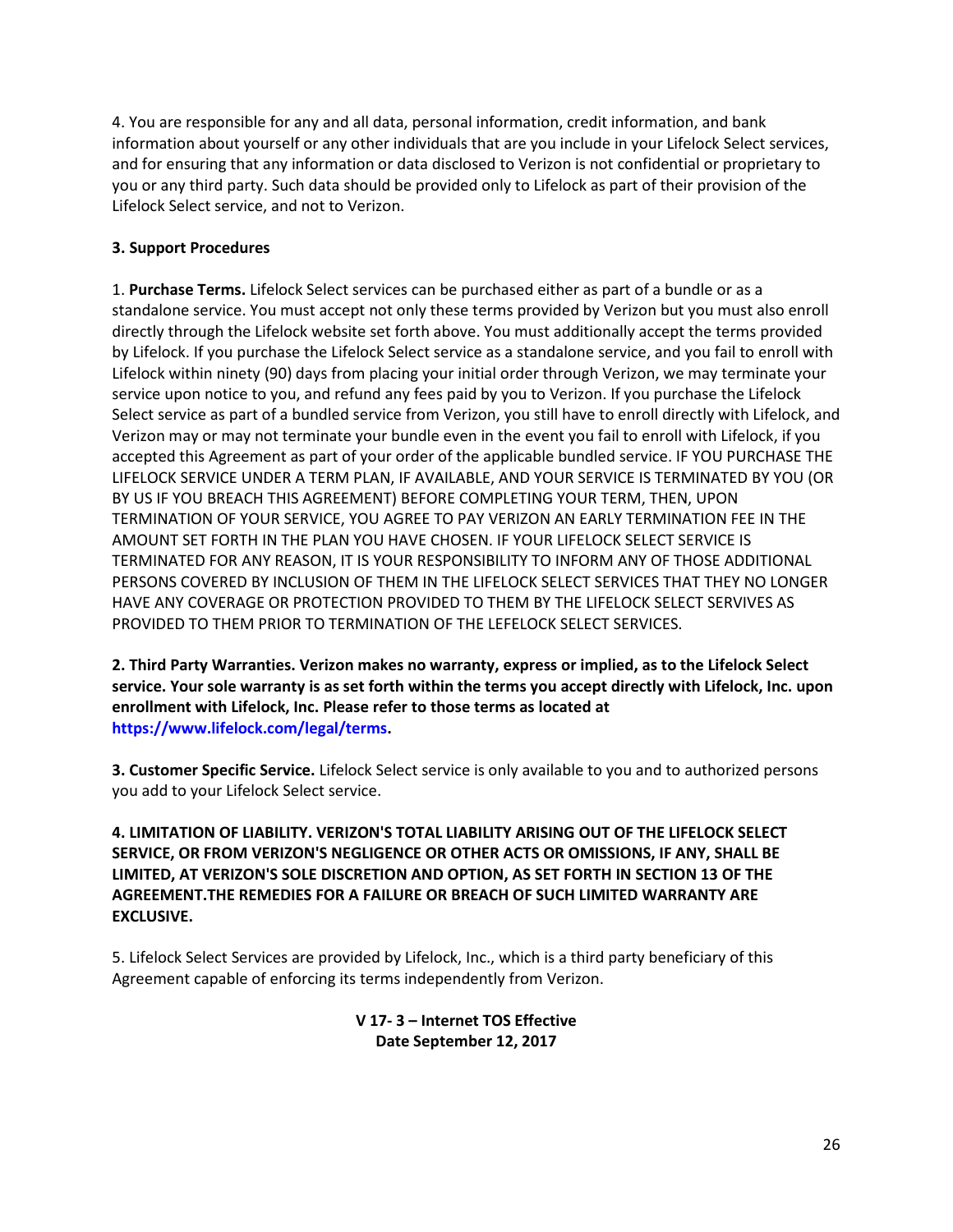4. You are responsible for any and all data, personal information, credit information, and bank information about yourself or any other individuals that are you include in your Lifelock Select services, and for ensuring that any information or data disclosed to Verizon is not confidential or proprietary to you or any third party. Such data should be provided only to Lifelock as part of their provision of the Lifelock Select service, and not to Verizon.

**3. Support Procedures**

1. **Purchase Terms.** Lifelock Select services can be purchased either as part of a bundle or as a standalone service. You must accept not only these terms provided by Verizon but you must also enroll directly through the Lifelock website set forth above. You must additionally accept the terms provided by Lifelock. If you purchase the Lifelock Select service as a standalone service, and you fail to enroll with Lifelock within ninety (90) days from placing your initial order through Verizon, we may terminate your service upon notice to you, and refund any fees paid by you to Verizon. If you purchase the Lifelock Select service as part of a bundled service from Verizon, you still have to enroll directly with Lifelock, and Verizon may or may not terminate your bundle even in the event you fail to enroll with Lifelock, if you accepted this Agreement as part of your order of the applicable bundled service. IF YOU PURCHASE THE LIFELOCK SERVICE UNDER A TERM PLAN, IF AVAILABLE, AND YOUR SERVICE IS TERMINATED BY YOU (OR BY US IF YOU BREACH THIS AGREEMENT) BEFORE COMPLETING YOUR TERM, THEN, UPON TERMINATION OF YOUR SERVICE, YOU AGREE TO PAY VERIZON AN EARLY TERMINATION FEE IN THE AMOUNT SET FORTH IN THE PLAN YOU HAVE CHOSEN. IF YOUR LIFELOCK SELECT SERVICE IS TERMINATED FOR ANY REASON, IT IS YOUR RESPONSIBILITY TO INFORM ANY OF THOSE ADDITIONAL PERSONS COVERED BY INCLUSION OF THEM IN THE LIFELOCK SELECT SERVICES THAT THEY NO LONGER HAVE ANY COVERAGE OR PROTECTION PROVIDED TO THEM BY THE LIFELOCK SELECT SERVIVES AS PROVIDED TO THEM PRIOR TO TERMINATION OF THE LEFELOCK SELECT SERVICES.

**2. Third Party Warranties. Verizon makes no warranty, express or implied, as to the Lifelock Select service. Your sole warranty is as set forth within the terms you accept directly with Lifelock, Inc. upon enrollment with Lifelock, Inc. Please refer to those terms as located at https://www.lifelock.com/legal/terms.**

**3. Customer Specific Service.** Lifelock Select service is only available to you and to authorized persons you add to your Lifelock Select service.

**4. LIMITATION OF LIABILITY. VERIZON'S TOTAL LIABILITY ARISING OUT OF THE LIFELOCK SELECT SERVICE, OR FROM VERIZON'S NEGLIGENCE OR OTHER ACTS OR OMISSIONS, IF ANY, SHALL BE LIMITED, AT VERIZON'S SOLE DISCRETION AND OPTION, AS SET FORTH IN SECTION 13 OF THE AGREEMENT.THE REMEDIES FOR A FAILURE OR BREACH OF SUCH LIMITED WARRANTY ARE EXCLUSIVE.**

5. Lifelock Select Services are provided by Lifelock, Inc., which is a third party beneficiary of this Agreement capable of enforcing its terms independently from Verizon.

**V 17- 3 – Internet TOS Effective Date September 12, 2017**